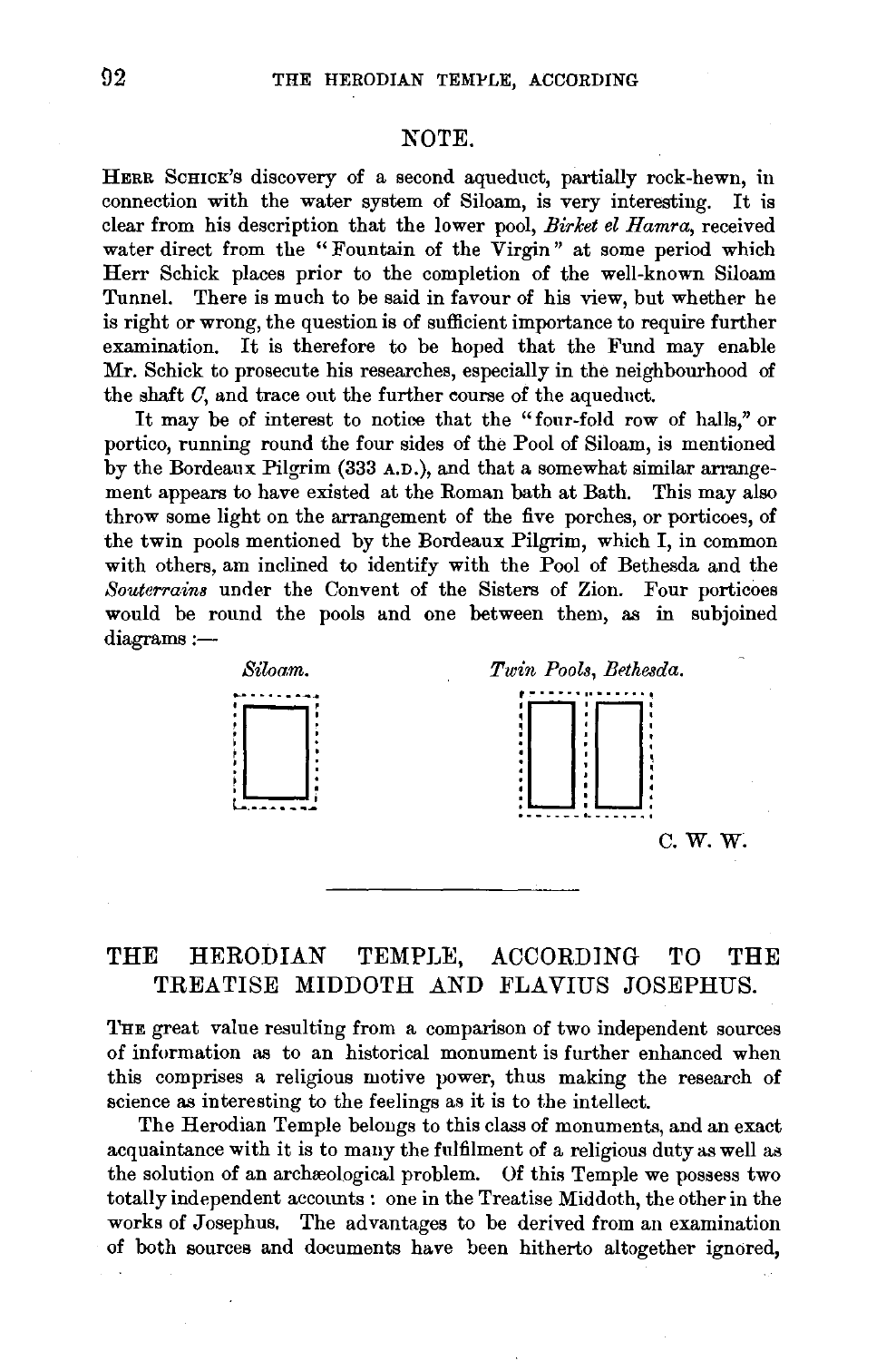## NOTE.

Herr Schick's discovery of a second aqueduct, partially rock-hewn, in connection with the water system of Siloam, is very interesting. It is clear from his description that the lower pool, *Birket el Hamra*, received water direct from the "Fountain of the Virgin" at some period which Herr Schick places prior to the completion of the well-known Siloam Tunnel. There is much to be said in favour of his view, but whether he is right or wrong, the question is of sufficient importance to require further examination. It is therefore to be hoped that the Fund may enable Mr. Schick to prosecute his researches, especially in the neighbourhood of the shaft *C*, and trace out the further course of the aqueduct.

It may be of interest to notice that the "four-fold row of halls," or portico, running round the four sides of the Pool of Siloam, is mentioned by the Bordeaux Pilgrim (333 A.D.), and that a somewhat similar arrangement appears to have existed at the Roman bath at Bath. This may also throw some light on the arrangement of the five porches, or porticoes, of the twin pools mentioned by the Bordeaux Pilgrim, which I, in common with others, am inclined to identify with the Pool of Bethesda and the *Souterrains* under the Convent of the Sisters of Zion. Four porticoes would be round the pools and one between them, as in subjoined diagrams :—

*Siloam.* *Twin Pools, Bethesda.*

C. W. W.

---

# THE HERODIAN TEMPLE, ACCORDING TO THE TREATISE MIDDOTH AND FLAVIUS JOSEPHUS.

The great value resulting from a comparison of two independent sources of information as to an historical monument is further enhanced when this comprises a religious motive power, thus making the research of science as interesting to the feelings as it is to the intellect.

The Herodian Temple belongs to this class of monuments, and an exact acquaintance with it is to many the fulfilment of a religious duty as well as the solution of an archæological problem. Of this Temple we possess two totally independent accounts : one in the Treatise Middoth, the other in the works of Josephus. The advantages to be derived from an examination of both sources and documents have been hitherto altogether ignored,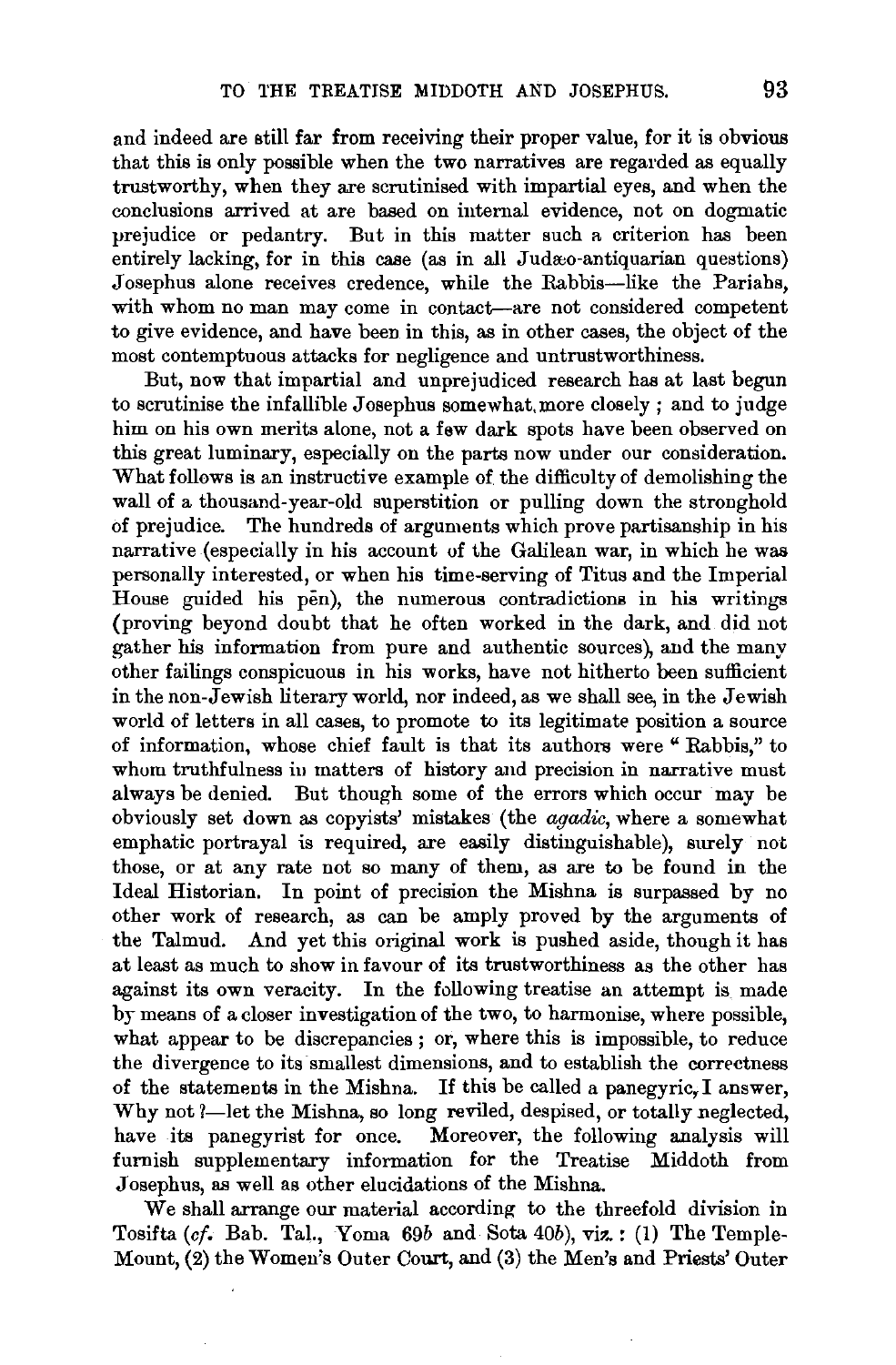and indeed are still far from receiving their proper value, for it is obvious that this is only possible when the two narratives are regarded as equally trustworthy, when they are scrutinised with impartial eyes, and when the conclusions arrived at are based on internal evidence, not on dogmatic prejudice or pedantry. But in this matter such a criterion has been entirely lacking, for in this case (as in all Judæo-antiquarian questions) Josephus alone receives credence, while the Rabbis—like the Pariahs, with whom no man may come in contact—are not considered competent to give evidence, and have been in this, as in other cases, the object of the most contemptuous attacks for negligence and untrustworthiness.

But, now that impartial and unprejudiced research has at last begun to scrutinise the infallible Josephus somewhat more closely; and to judge him on his own merits alone, not a few dark spots have been observed on this great luminary, especially on the parts now under our consideration. What follows is an instructive example of the difficulty of demolishing the wall of a thousand-year-old superstition or pulling down the stronghold of prejudice. The hundreds of arguments which prove partisanship in his narrative (especially in his account of the Galilean war, in which he was personally interested, or when his time-serving of Titus and the Imperial House guided his pēn), the numerous contradictions in his writings (proving beyond doubt that he often worked in the dark, and did not gather his information from pure and authentic sources), and the many other failings conspicuous in his works, have not hitherto been sufficient in the non-Jewish literary world, nor indeed, as we shall see, in the Jewish world of letters in all cases, to promote to its legitimate position a source of information, whose chief fault is that its authors were "Rabbis," to whom truthfulness in matters of history and precision in narrative must always be denied. But though some of the errors which occur may be obviously set down as copyists' mistakes (the *agadic*, where a somewhat emphatic portrayal is required, are easily distinguishable), surely not those, or at any rate not so many of them, as are to be found in the Ideal Historian. In point of precision the Mishna is surpassed by no other work of research, as can be amply proved by the arguments of the Talmud. And yet this original work is pushed aside, though it has at least as much to show in favour of its trustworthiness as the other has against its own veracity. In the following treatise an attempt is made by means of a closer investigation of the two, to harmonise, where possible, what appear to be discrepancies; or, where this is impossible, to reduce the divergence to its smallest dimensions, and to establish the correctness of the statements in the Mishna. If this be called a panegyric, I answer, Why not?—let the Mishna, so long reviled, despised, or totally neglected, have its panegyrist for once. Moreover, the following analysis will furnish supplementary information for the Treatise Middoth from Josephus, as well as other elucidations of the Mishna.

We shall arrange our material according to the threefold division in Tosifta (*cf.* Bab. Tal., Yoma 69*b* and Sota 40*b*), viz.: (1) The Temple-Mount, (2) the Women's Outer Court, and (3) the Men's and Priests' Outer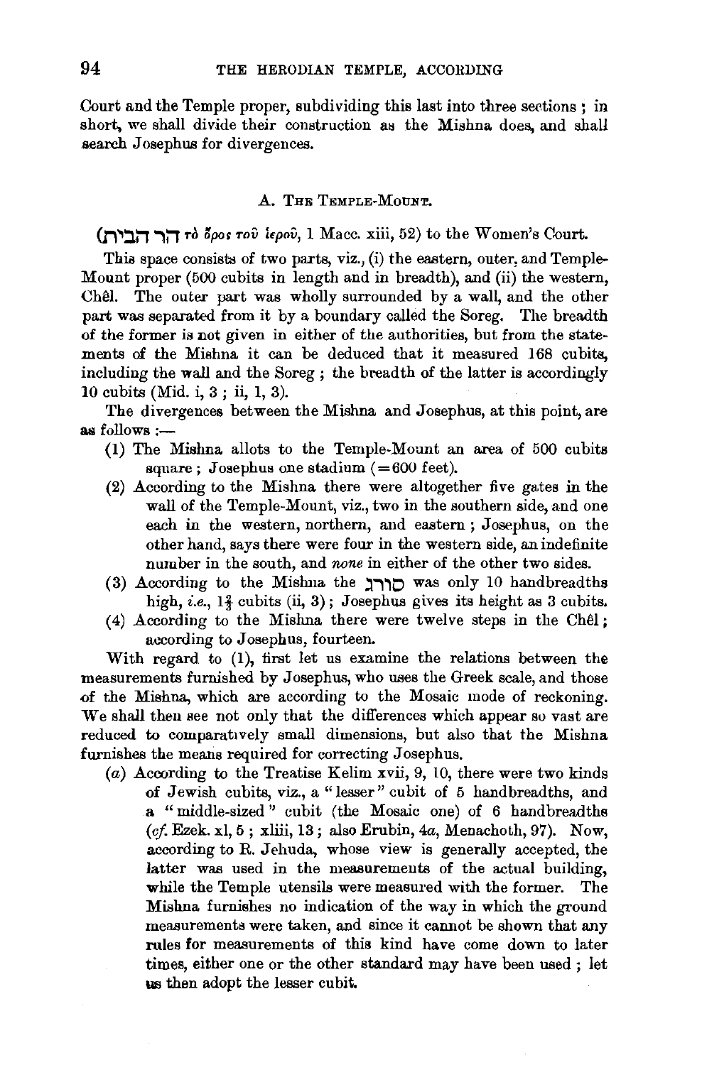Court and the Temple proper, subdividing this last into three sections; in short, we shall divide their construction as the Mishna does, and shall search Josephus for divergences.

### A. The Temple-Mount.

(הר הבית τὸ ὄρος τοῦ ἱεροῦ, 1 Macc. xiii, 52) to the Women's Court.

This space consists of two parts, viz., (i) the eastern, outer, and Temple-Mount proper (500 cubits in length and in breadth), and (ii) the western, Chêl. The outer part was wholly surrounded by a wall, and the other part was separated from it by a boundary called the Soreg. The breadth of the former is not given in either of the authorities, but from the statements of the Mishna it can be deduced that it measured 168 cubits, including the wall and the Soreg; the breadth of the latter is accordingly 10 cubits (Mid. i, 3; ii, 1, 3).

The divergences between the Mishna and Josephus, at this point, are as follows:—

(1) The Mishna allots to the Temple-Mount an area of 500 cubits square; Josephus one stadium (=600 feet).

(2) According to the Mishna there were altogether five gates in the wall of the Temple-Mount, viz., two in the southern side, and one each in the western, northern, and eastern; Josephus, on the other hand, says there were four in the western side, an indefinite number in the south, and *none* in either of the other two sides.

(3) According to the Mishna the סורג was only 10 handbreadths high, *i.e.*, $1\frac{2}{3}$ cubits (ii, 3); Josephus gives its height as 3 cubits.

(4) According to the Mishna there were twelve steps in the Chêl; according to Josephus, fourteen.

With regard to (1), first let us examine the relations between the measurements furnished by Josephus, who uses the Greek scale, and those of the Mishna, which are according to the Mosaic mode of reckoning. We shall then see not only that the differences which appear so vast are reduced to comparatively small dimensions, but also that the Mishna furnishes the means required for correcting Josephus.

(*a*) According to the Treatise Kelim xvii, 9, 10, there were two kinds of Jewish cubits, viz., a "lesser" cubit of 5 handbreadths, and a "middle-sized" cubit (the Mosaic one) of 6 handbreadths (*cf.* Ezek. xl, 5; xliii, 13; also Erubin, 4*a*, Menachoth, 97). Now, according to R. Jehuda, whose view is generally accepted, the latter was used in the measurements of the actual building, while the Temple utensils were measured with the former. The Mishna furnishes no indication of the way in which the ground measurements were taken, and since it cannot be shown that any rules for measurements of this kind have come down to later times, either one or the other standard may have been used; let us then adopt the lesser cubit.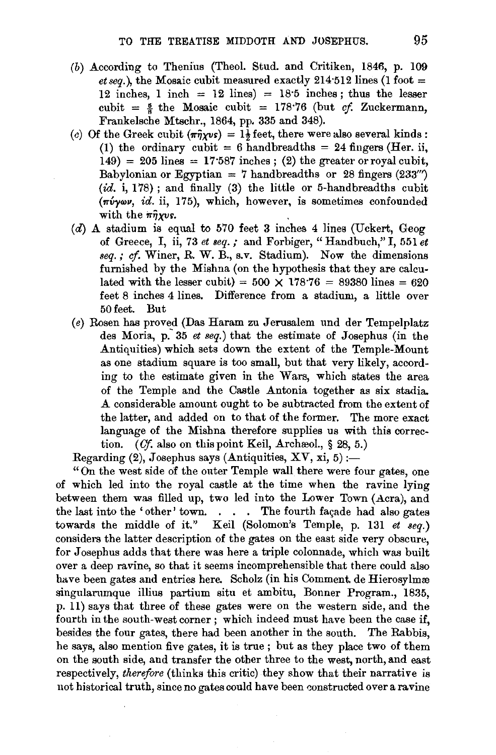(*b*) According to Thenius (Theol. Stud. and Critiken, 1846, p. 109 *et seq.*), the Mosaic cubit measured exactly 214·512 lines (1 foot = 12 inches, 1 inch = 12 lines) = 18·5 inches; thus the lesser cubit = $\frac{5}{6}$ the Mosaic cubit = 178·76 (but *cf.* Zuckermann, Frankelsche Mtschr., 1864, pp. 335 and 348).

(*c*) Of the Greek cubit (πῆχυς) = $1\frac{1}{2}$ feet, there were also several kinds: (1) the ordinary cubit = 6 handbreadths = 24 fingers (Her. ii, 149) = 205 lines = 17·587 inches; (2) the greater or royal cubit, Babylonian or Egyptian = 7 handbreadths or 28 fingers (233‴) (*id.* i, 178); and finally (3) the little or 5-handbreadths cubit (πύγων, *id.* ii, 175), which, however, is sometimes confounded with the πῆχυς.

(*d*) A stadium is equal to 570 feet 3 inches 4 lines (Uckert, Geog of Greece, I, ii, 73 *et seq.*; and Forbiger, "Handbuch," I, 551 *et seq.*; *cf.* Winer, R. W. B., s.v. Stadium). Now the dimensions furnished by the Mishna (on the hypothesis that they are calculated with the lesser cubit) = 500 × 178·76 = 89380 lines = 620 feet 8 inches 4 lines. Difference from a stadium, a little over 50 feet. But

(*e*) Rosen has proved (Das Haram zu Jerusalem und der Tempelplatz des Moria, p. 35 *et seq.*) that the estimate of Josephus (in the Antiquities) which sets down the extent of the Temple-Mount as one stadium square is too small, but that very likely, according to the estimate given in the Wars, which states the area of the Temple and the Castle Antonia together as six stadia. A considerable amount ought to be subtracted from the extent of the latter, and added on to that of the former. The more exact language of the Mishna therefore supplies us with this correction. (*Cf.* also on this point Keil, Archæol., § 28, 5.)

Regarding (2), Josephus says (Antiquities, XV, xi, 5):—

"On the west side of the outer Temple wall there were four gates, one of which led into the royal castle at the time when the ravine lying between them was filled up, two led into the Lower Town (Acra), and the last into the 'other' town. . . . The fourth façade had also gates towards the middle of it." Keil (Solomon's Temple, p. 131 *et seq.*) considers the latter description of the gates on the east side very obscure, for Josephus adds that there was here a triple colonnade, which was built over a deep ravine, so that it seems incomprehensible that there could also have been gates and entries here. Scholz (in his Comment. de Hierosylmæ singularumque illius partium situ et ambitu, Bonner Program., 1835, p. 11) says that three of these gates were on the western side, and the fourth in the south-west corner; which indeed must have been the case if, besides the four gates, there had been another in the south. The Rabbis, he says, also mention five gates, it is true; but as they place two of them on the south side, and transfer the other three to the west, north, and east respectively, *therefore* (thinks this critic) they show that their narrative is not historical truth, since no gates could have been constructed over a ravine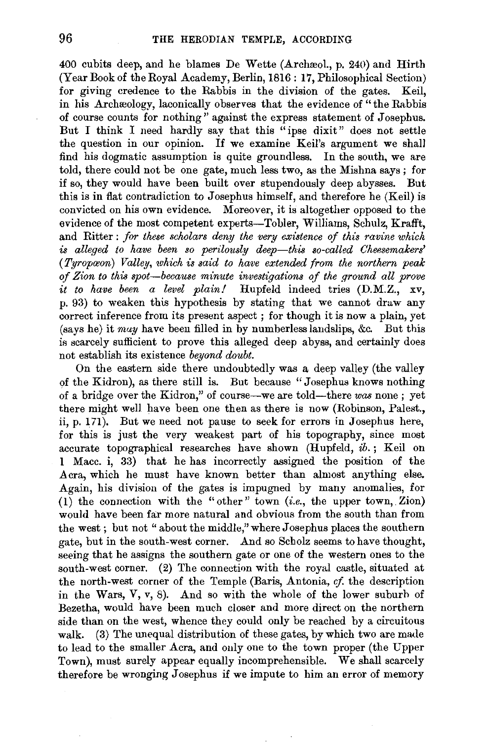400 cubits deep, and he blames De Wette (Archæol., p. 240) and Hirth (Year Book of the Royal Academy, Berlin, 1816 : 17, Philosophical Section) for giving credence to the Rabbis in the division of the gates. Keil, in his Archæology, laconically observes that the evidence of "the Rabbis of course counts for nothing" against the express statement of Josephus. But I think I need hardly say that this "ipse dixit" does not settle the question in our opinion. If we examine Keil's argument we shall find his dogmatic assumption is quite groundless. In the south, we are told, there could not be one gate, much less two, as the Mishna says; for if so, they would have been built over stupendously deep abysses. But this is in flat contradiction to Josephus himself, and therefore he (Keil) is convicted on his own evidence. Moreover, it is altogether opposed to the evidence of the most competent experts—Tobler, Williams, Schulz, Krafft, and Ritter: *for these scholars deny the very existence of this ravine which is alleged to have been so perilously deep—this so-called Cheesemakers' (Tyropœon) Valley, which is said to have extended from the northern peak of Zion to this spot—because minute investigations of the ground all prove it to have been a level plain!* Hupfeld indeed tries (D.M.Z., xv, p. 93) to weaken this hypothesis by stating that we cannot draw any correct inference from its present aspect; for though it is now a plain, yet (says he) it *may* have been filled in by numberless landslips, &c. But this is scarcely sufficient to prove this alleged deep abyss, and certainly does not establish its existence *beyond doubt.*

On the eastern side there undoubtedly was a deep valley (the valley of the Kidron), as there still is. But because "Josephus knows nothing of a bridge over the Kidron," of course—we are told—there *was* none; yet there might well have been one then as there is now (Robinson, Palest., ii, p. 171). But we need not pause to seek for errors in Josephus here, for this is just the very weakest part of his topography, since most accurate topographical researches have shown (Hupfeld, *ib.*; Keil on 1 Macc. i, 33) that he has incorrectly assigned the position of the Acra, which he must have known better than almost anything else. Again, his division of the gates is impugned by many anomalies, for (1) the connection with the "other" town (*i.e.*, the upper town, Zion) would have been far more natural and obvious from the south than from the west; but not "about the middle," where Josephus places the southern gate, but in the south-west corner. And so Scholz seems to have thought, seeing that he assigns the southern gate or one of the western ones to the south-west corner. (2) The connection with the royal castle, situated at the north-west corner of the Temple (Baris, Antonia, *cf.* the description in the Wars, V, v, 8). And so with the whole of the lower suburb of Bezetha, would have been much closer and more direct on the northern side than on the west, whence they could only be reached by a circuitous walk. (3) The unequal distribution of these gates, by which two are made to lead to the smaller Acra, and only one to the town proper (the Upper Town), must surely appear equally incomprehensible. We shall scarcely therefore be wronging Josephus if we impute to him an error of memory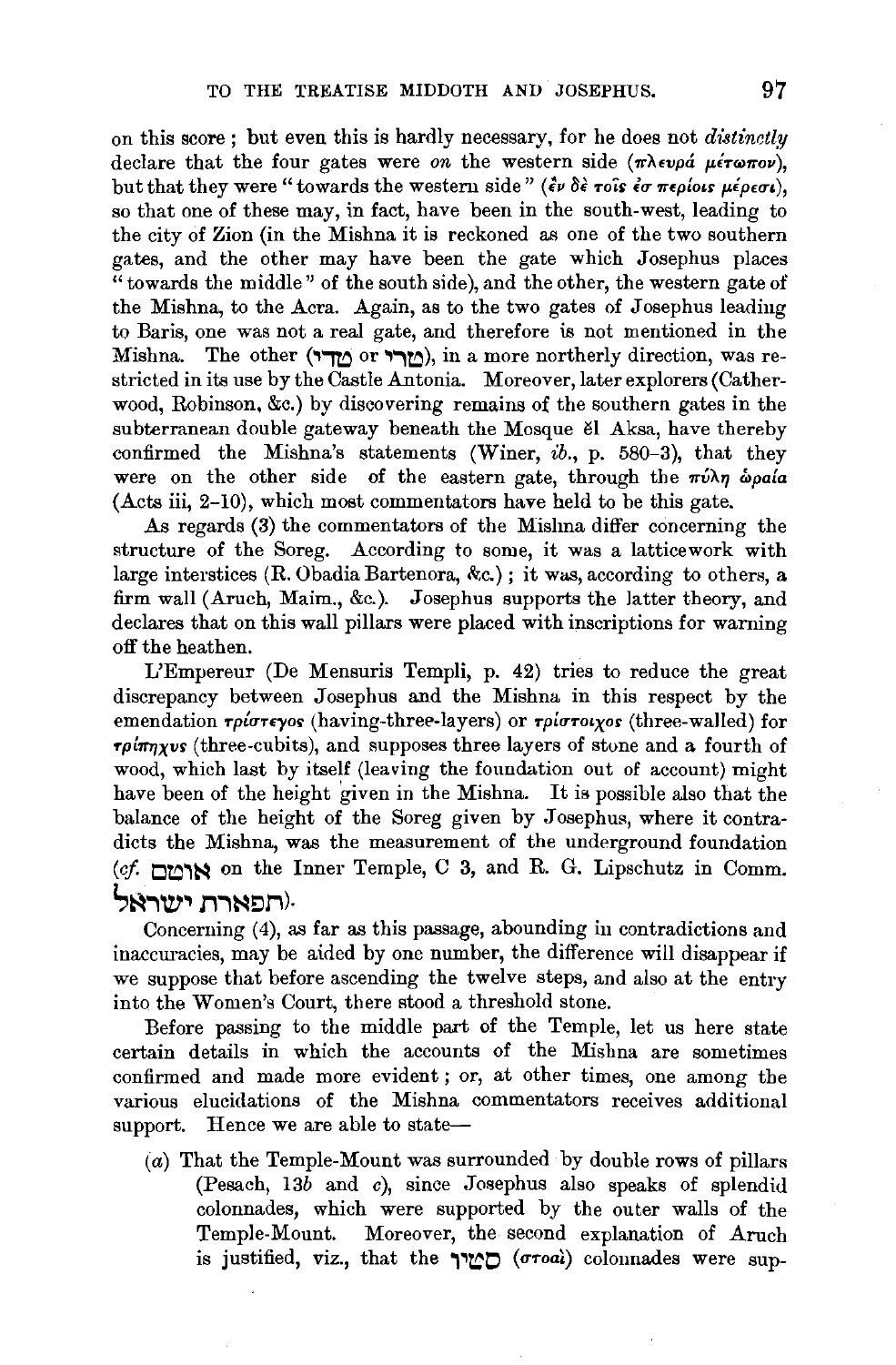on this score; but even this is hardly necessary, for he does not *distinctly* declare that the four gates were *on* the western side (πλευρά μέτωπον), but that they were "towards the western side" (ἐν δὲ τοῖς ἐσ περίοις μέρεσι), so that one of these may, in fact, have been in the south-west, leading to the city of Zion (in the Mishna it is reckoned as one of the two southern gates, and the other may have been the gate which Josephus places "towards the middle" of the south side), and the other, the western gate of the Mishna, to the Acra. Again, as to the two gates of Josephus leading to Baris, one was not a real gate, and therefore is not mentioned in the Mishna. The other (טדי or טדי), in a more northerly direction, was restricted in its use by the Castle Antonia. Moreover, later explorers (Catherwood, Robinson, &c.) by discovering remains of the southern gates in the subterranean double gateway beneath the Mosque ĕl Aksa, have thereby confirmed the Mishna's statements (Winer, *ib.*, p. 580–3), that they were on the other side of the eastern gate, through the πύλη ὡραία (Acts iii, 2–10), which most commentators have held to be this gate.

As regards (3) the commentators of the Mishna differ concerning the structure of the Soreg. According to some, it was a latticework with large interstices (R. Obadia Bartenora, &c.); it was, according to others, a firm wall (Aruch, Maim., &c.). Josephus supports the latter theory, and declares that on this wall pillars were placed with inscriptions for warning off the heathen.

L'Empereur (De Mensuris Templi, p. 42) tries to reduce the great discrepancy between Josephus and the Mishna in this respect by the emendation τρίστεγος (having-three-layers) or τρίστοιχος (three-walled) for τρίπηχυς (three-cubits), and supposes three layers of stone and a fourth of wood, which last by itself (leaving the foundation out of account) might have been of the height given in the Mishna. It is possible also that the balance of the height of the Soreg given by Josephus, where it contradicts the Mishna, was the measurement of the underground foundation (*cf.* אוטם on the Inner Temple, C 3, and R. G. Lipschutz in Comm. תפארת ישראל).

Concerning (4), as far as this passage, abounding in contradictions and inaccuracies, may be aided by one number, the difference will disappear if we suppose that before ascending the twelve steps, and also at the entry into the Women's Court, there stood a threshold stone.

Before passing to the middle part of the Temple, let us here state certain details in which the accounts of the Mishna are sometimes confirmed and made more evident; or, at other times, one among the various elucidations of the Mishna commentators receives additional support. Hence we are able to state—

(*a*) That the Temple-Mount was surrounded by double rows of pillars (Pesach, 13*b* and *c*), since Josephus also speaks of splendid colonnades, which were supported by the outer walls of the Temple-Mount. Moreover, the second explanation of Aruch is justified, viz., that the סטיו (στοαί) colonnades were sup-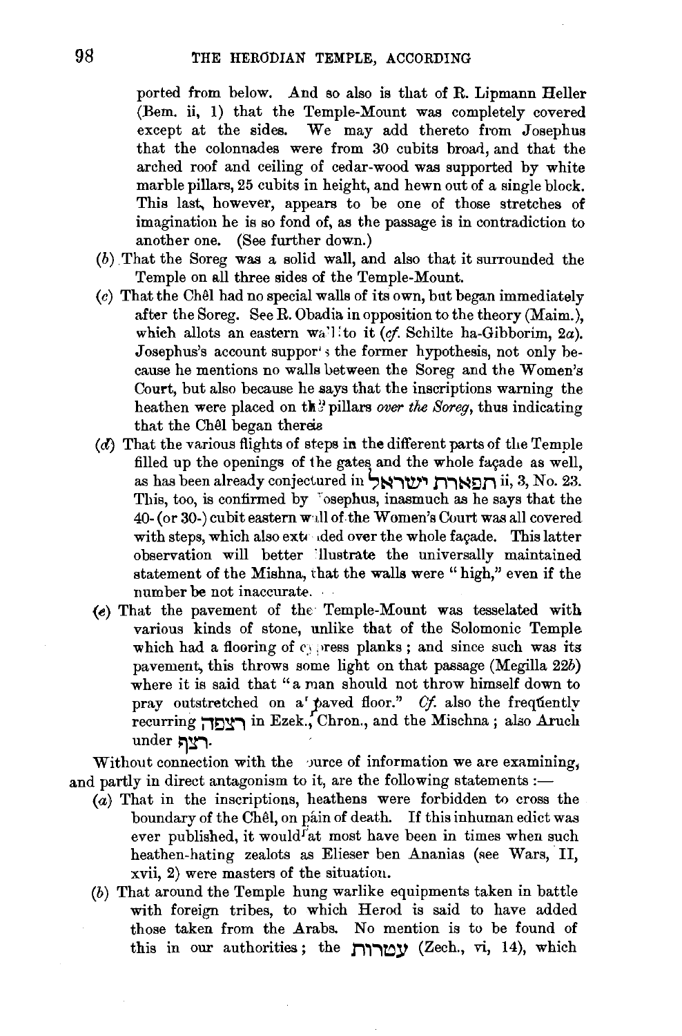ported from below. And so also is that of R. Lipmann Heller (Bem. ii, 1) that the Temple-Mount was completely covered except at the sides. We may add thereto from Josephus that the colonnades were from 30 cubits broad, and that the arched roof and ceiling of cedar-wood was supported by white marble pillars, 25 cubits in height, and hewn out of a single block. This last, however, appears to be one of those stretches of imagination he is so fond of, as the passage is in contradiction to another one. (See further down.)

(*b*) That the Soreg was a solid wall, and also that it surrounded the Temple on all three sides of the Temple-Mount.

(*c*) That the Chêl had no special walls of its own, but began immediately after the Soreg. See R. Obadia in opposition to the theory (Maim.), which allots an eastern wall to it (*cf.* Schilte ha-Gibborim, 2*a*). Josephus's account supports the former hypothesis, not only because he mentions no walls between the Soreg and the Women's Court, but also because he says that the inscriptions warning the heathen were placed on the pillars *over the Soreg*, thus indicating that the Chêl began there.

(*d*) That the various flights of steps in the different parts of the Temple filled up the openings of the gates and the whole façade as well, as has been already conjectured in תפארת ישראל ii, 3, No. 23. This, too, is confirmed by Josephus, inasmuch as he says that the 40- (or 30-) cubit eastern wall of the Women's Court was all covered with steps, which also extended over the whole façade. This latter observation will better illustrate the universally maintained statement of the Mishna, that the walls were "high," even if the number be not inaccurate.

(*e*) That the pavement of the Temple-Mount was tesselated with various kinds of stone, unlike that of the Solomonic Temple which had a flooring of cypress planks; and since such was its pavement, this throws some light on that passage (Megilla 22*b*) where it is said that "a man should not throw himself down to pray outstretched on a paved floor." *Cf.* also the frequently recurring רצפה in Ezek., Chron., and the Mischna; also Aruch under רצף.

Without connection with the source of information we are examining, and partly in direct antagonism to it, are the following statements :—

(*a*) That in the inscriptions, heathens were forbidden to cross the boundary of the Chêl, on pain of death. If this inhuman edict was ever published, it would at most have been in times when such heathen-hating zealots as Elieser ben Ananias (see Wars, II, xvii, 2) were masters of the situation.

(*b*) That around the Temple hung warlike equipments taken in battle with foreign tribes, to which Herod is said to have added those taken from the Arabs. No mention is to be found of this in our authorities; the עטרות (Zech., vi, 14), which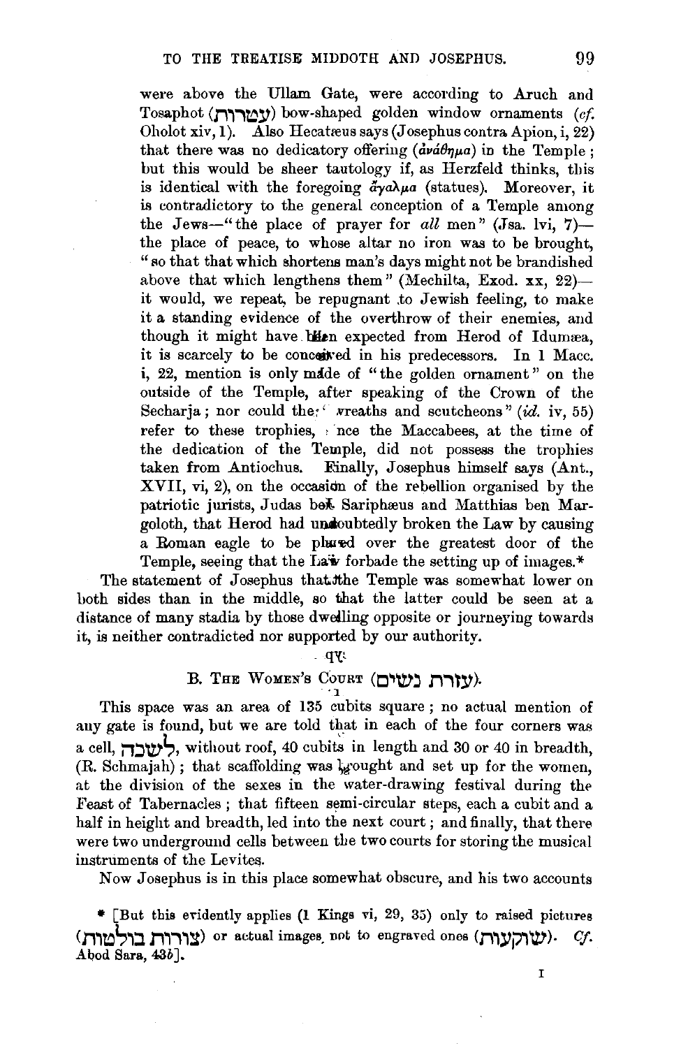were above the Ullam Gate, were according to Aruch and Tosaphot (עטרות) bow-shaped golden window ornaments (*cf.* Oholot xiv, 1). Also Hecatæus says (Josephus contra Apion, i, 22) that there was no dedicatory offering (ἀνάθημα) in the Temple; but this would be sheer tautology if, as Herzfeld thinks, this is identical with the foregoing ἄγαλμα (statues). Moreover, it is contradictory to the general conception of a Temple among the Jews—"the place of prayer for *all* men" (Jsa. lvi, 7)—the place of peace, to whose altar no iron was to be brought, "so that that which shortens man's days might not be brandished above that which lengthens them" (Mechilta, Exod. xx, 22)—it would, we repeat, be repugnant to Jewish feeling, to make it a standing evidence of the overthrow of their enemies, and though it might have been expected from Herod of Idumæa, it is scarcely to be conceived in his predecessors. In 1 Macc. i, 22, mention is only made of "the golden ornament" on the outside of the Temple, after speaking of the Crown of the Secharja; nor could the "wreaths and scutcheons" (*id.* iv, 55) refer to these trophies, since the Maccabees, at the time of the dedication of the Temple, did not possess the trophies taken from Antiochus. Finally, Josephus himself says (Ant., XVII, vi, 2), on the occasion of the rebellion organised by the patriotic jurists, Judas ben Sariphæus and Matthias ben Margoloth, that Herod had undoubtedly broken the Law by causing a Roman eagle to be placed over the greatest door of the Temple, seeing that the Law forbade the setting up of images.*

The statement of Josephus that the Temple was somewhat lower on both sides than in the middle, so that the latter could be seen at a distance of many stadia by those dwelling opposite or journeying towards it, is neither contradicted nor supported by our authority.

## B. The Women's Court (עזרת נשים).

This space was an area of 135 cubits square; no actual mention of any gate is found, but we are told that in each of the four corners was a cell, לשכה, without roof, 40 cubits in length and 30 or 40 in breadth, (R. Schmajah); that scaffolding was brought and set up for the women, at the division of the sexes in the water-drawing festival during the Feast of Tabernacles; that fifteen semi-circular steps, each a cubit and a half in height and breadth, led into the next court; and finally, that there were two underground cells between the two courts for storing the musical instruments of the Levites.

Now Josephus is in this place somewhat obscure, and his two accounts

* [But this evidently applies (1 Kings vi, 29, 35) only to raised pictures (צורות בולטות) or actual images, not to engraved ones (שוקעות). *Cf.* Abod Sara, 43*b*].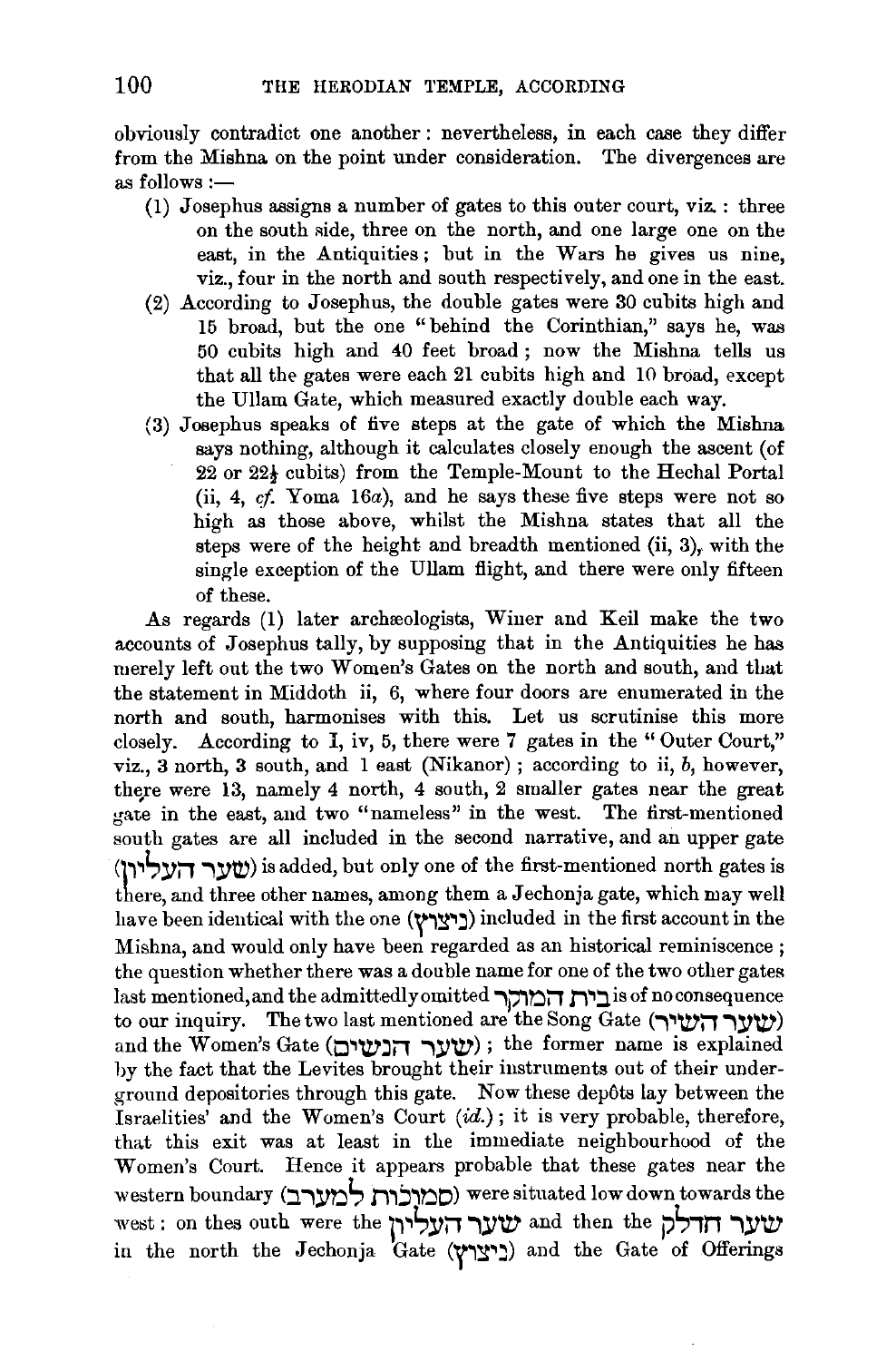obviously contradict one another: nevertheless, in each case they differ from the Mishna on the point under consideration. The divergences are as follows :—

(1) Josephus assigns a number of gates to this outer court, viz. : three on the south side, three on the north, and one large one on the east, in the Antiquities ; but in the Wars he gives us nine, viz., four in the north and south respectively, and one in the east.

(2) According to Josephus, the double gates were 30 cubits high and 15 broad, but the one "behind the Corinthian," says he, was 50 cubits high and 40 feet broad ; now the Mishna tells us that all the gates were each 21 cubits high and 10 broad, except the Ullam Gate, which measured exactly double each way.

(3) Josephus speaks of five steps at the gate of which the Mishna says nothing, although it calculates closely enough the ascent (of 22 or 22½ cubits) from the Temple-Mount to the Hechal Portal (ii, 4, *cf.* Yoma 16*a*), and he says these five steps were not so high as those above, whilst the Mishna states that all the steps were of the height and breadth mentioned (ii, 3), with the single exception of the Ullam flight, and there were only fifteen of these.

As regards (1) later archæologists, Winer and Keil make the two accounts of Josephus tally, by supposing that in the Antiquities he has merely left out the two Women's Gates on the north and south, and that the statement in Middoth ii, 6, where four doors are enumerated in the north and south, harmonises with this. Let us scrutinise this more closely. According to I, iv, 5, there were 7 gates in the "Outer Court," viz., 3 north, 3 south, and 1 east (Nikanor) ; according to ii, *b*, however, there were 13, namely 4 north, 4 south, 2 smaller gates near the great gate in the east, and two "nameless" in the west. The first-mentioned south gates are all included in the second narrative, and an upper gate (שער העליון) is added, but only one of the first-mentioned north gates is there, and three other names, among them a Jechonja gate, which may well have been identical with the one (ניצוץ) included in the first account in the Mishna, and would only have been regarded as an historical reminiscence ; the question whether there was a double name for one of the two other gates last mentioned, and the admittedly omitted בית המוקד is of no consequence to our inquiry. The two last mentioned are the Song Gate (שער השיר) and the Women's Gate (שער הנשים) ; the former name is explained by the fact that the Levites brought their instruments out of their underground depositories through this gate. Now these depôts lay between the Israelities' and the Women's Court (*id.*) ; it is very probable, therefore, that this exit was at least in the immediate neighbourhood of the Women's Court. Hence it appears probable that these gates near the western boundary (סמוכות למערב) were situated low down towards the west : on thes outh were the שער העליון and then the שער הדלק in the north the Jechonja Gate (ניצוץ) and the Gate of Offerings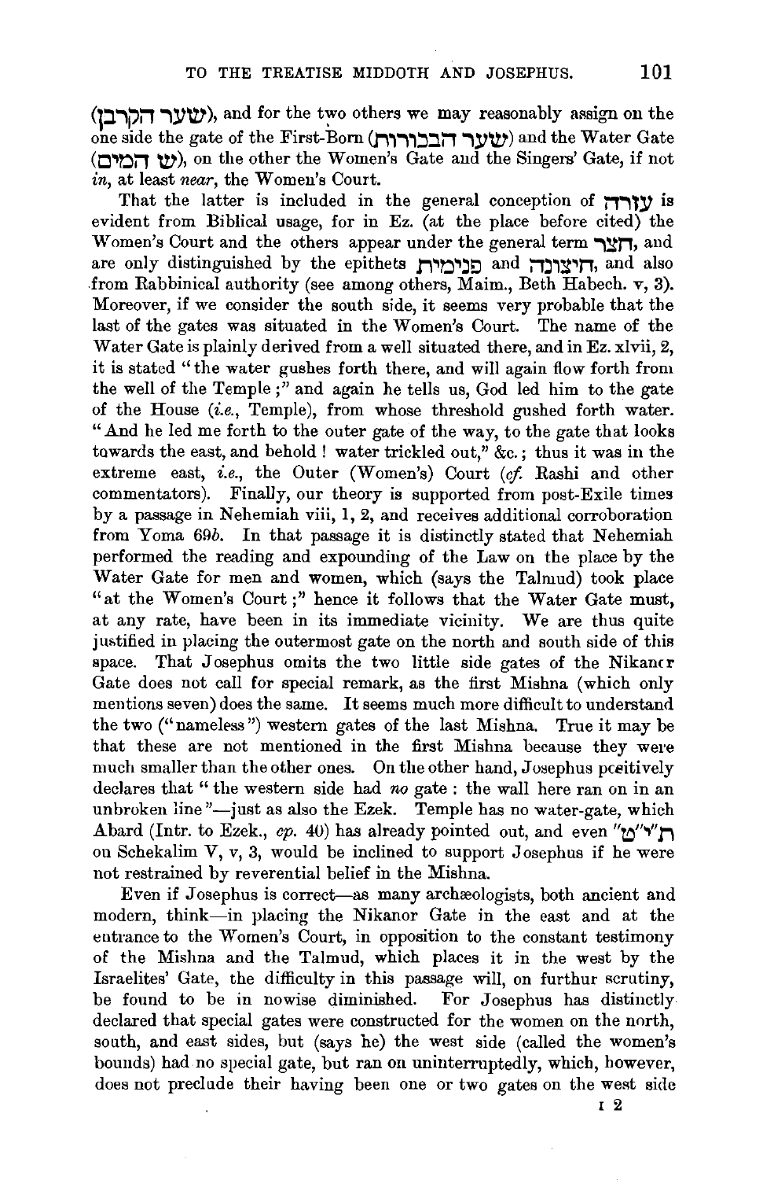(שער הקרבן), and for the two others we may reasonably assign on the one side the gate of the First-Born (שער הבכורות) and the Water Gate (ש׳ המים), on the other the Women's Gate and the Singers' Gate, if not *in*, at least *near*, the Women's Court.

That the latter is included in the general conception of עזרה is evident from Biblical usage, for in Ez. (at the place before cited) the Women's Court and the others appear under the general term חצר, and are only distinguished by the epithets פנימית and חיצונה, and also from Rabbinical authority (see among others, Maim., Beth Habech. v, 3). Moreover, if we consider the south side, it seems very probable that the last of the gates was situated in the Women's Court. The name of the Water Gate is plainly derived from a well situated there, and in Ez. xlvii, 2, it is stated "the water gushes forth there, and will again flow forth from the well of the Temple;" and again he tells us, God led him to the gate of the House (*i.e.*, Temple), from whose threshold gushed forth water. "And he led me forth to the outer gate of the way, to the gate that looks towards the east, and behold! water trickled out," &c.; thus it was in the extreme east, *i.e.*, the Outer (Women's) Court (*cf.* Rashi and other commentators). Finally, our theory is supported from post-Exile times by a passage in Nehemiah viii, 1, 2, and receives additional corroboration from Yoma 69*b*. In that passage it is distinctly stated that Nehemiah performed the reading and expounding of the Law on the place by the Water Gate for men and women, which (says the Talmud) took place "at the Women's Court;" hence it follows that the Water Gate must, at any rate, have been in its immediate vicinity. We are thus quite justified in placing the outermost gate on the north and south side of this space. That Josephus omits the two little side gates of the Nikanor Gate does not call for special remark, as the first Mishna (which only mentions seven) does the same. It seems much more difficult to understand the two ("nameless") western gates of the last Mishna. True it may be that these are not mentioned in the first Mishna because they were much smaller than the other ones. On the other hand, Josephus positively declares that "the western side had *no* gate: the wall here ran on in an unbroken line"—just as also the Ezek. Temple has no water-gate, which Abard (Intr. to Ezek., *cp.* 40) has already pointed out, and even "תי"ט" on Schekalim V, v, 3, would be inclined to support Josephus if he were not restrained by reverential belief in the Mishna.

Even if Josephus is correct—as many archæologists, both ancient and modern, think—in placing the Nikanor Gate in the east and at the entrance to the Women's Court, in opposition to the constant testimony of the Mishna and the Talmud, which places it in the west by the Israelites' Gate, the difficulty in this passage will, on furthur scrutiny, be found to be in nowise diminished. For Josephus has distinctly declared that special gates were constructed for the women on the north, south, and east sides, but (says he) the west side (called the women's bounds) had no special gate, but ran on uninterruptedly, which, however, does not preclude their having been one or two gates on the west side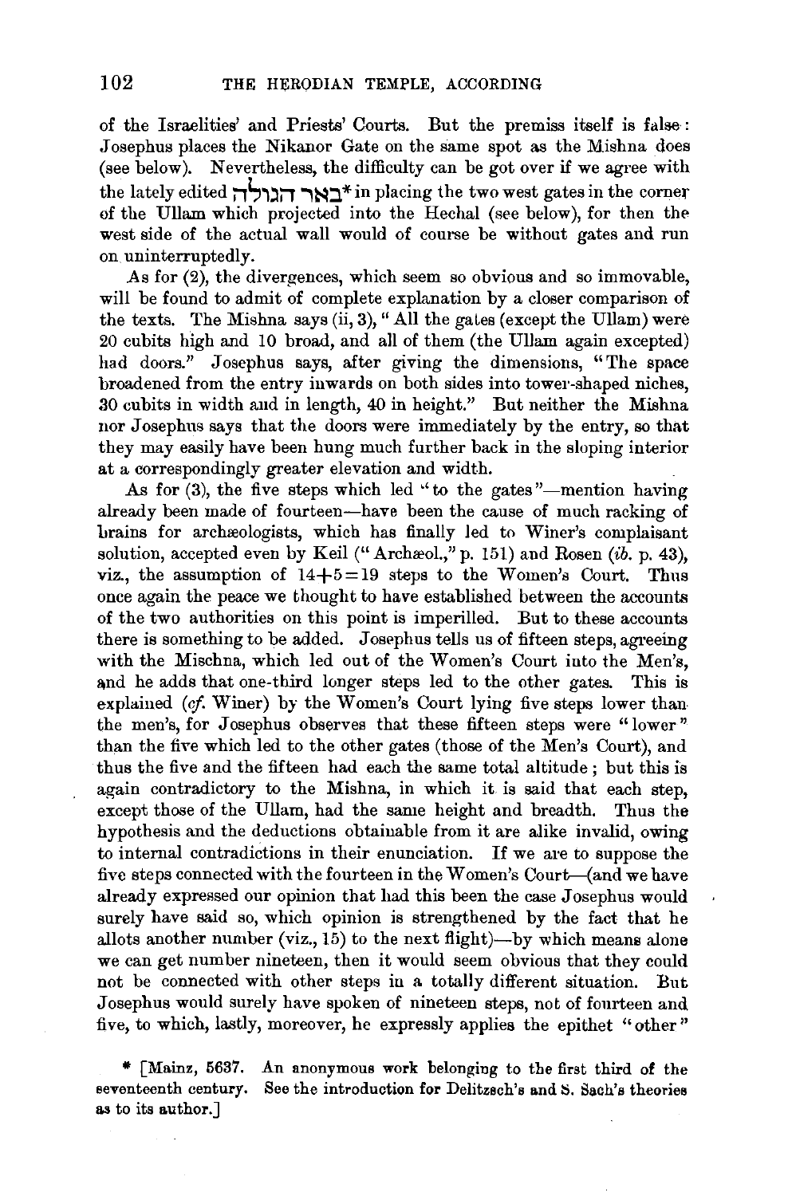of the Israelities' and Priests' Courts. But the premiss itself is false: Josephus places the Nikanor Gate on the same spot as the Mishna does (see below). Nevertheless, the difficulty can be got over if we agree with the lately edited באר הגולה* in placing the two west gates in the corner of the Ullam which projected into the Hechal (see below), for then the west side of the actual wall would of course be without gates and run on uninterruptedly.

As for (2), the divergences, which seem so obvious and so immovable, will be found to admit of complete explanation by a closer comparison of the texts. The Mishna says (ii, 3), "All the gates (except the Ullam) were 20 cubits high and 10 broad, and all of them (the Ullam again excepted) had doors." Josephus says, after giving the dimensions, "The space broadened from the entry inwards on both sides into tower-shaped niches, 30 cubits in width and in length, 40 in height." But neither the Mishna nor Josephus says that the doors were immediately by the entry, so that they may easily have been hung much further back in the sloping interior at a correspondingly greater elevation and width.

As for (3), the five steps which led "to the gates"—mention having already been made of fourteen—have been the cause of much racking of brains for archæologists, which has finally led to Winer's complaisant solution, accepted even by Keil ("Archæol.," p. 151) and Rosen (*ib.* p. 43), viz., the assumption of 14+5=19 steps to the Women's Court. Thus once again the peace we thought to have established between the accounts of the two authorities on this point is imperilled. But to these accounts there is something to be added. Josephus tells us of fifteen steps, agreeing with the Mischna, which led out of the Women's Court into the Men's, and he adds that one-third longer steps led to the other gates. This is explained (*cf.* Winer) by the Women's Court lying five steps lower than the men's, for Josephus observes that these fifteen steps were "lower" than the five which led to the other gates (those of the Men's Court), and thus the five and the fifteen had each the same total altitude; but this is again contradictory to the Mishna, in which it is said that each step, except those of the Ullam, had the same height and breadth. Thus the hypothesis and the deductions obtainable from it are alike invalid, owing to internal contradictions in their enunciation. If we are to suppose the five steps connected with the fourteen in the Women's Court—(and we have already expressed our opinion that had this been the case Josephus would surely have said so, which opinion is strengthened by the fact that he allots another number (viz., 15) to the next flight)—by which means alone we can get number nineteen, then it would seem obvious that they could not be connected with other steps in a totally different situation. But Josephus would surely have spoken of nineteen steps, not of fourteen and five, to which, lastly, moreover, he expressly applies the epithet "other"

* [Mainz, 5637. An anonymous work belonging to the first third of the seventeenth century. See the introduction for Delitzsch's and S. Sach's theories as to its author.]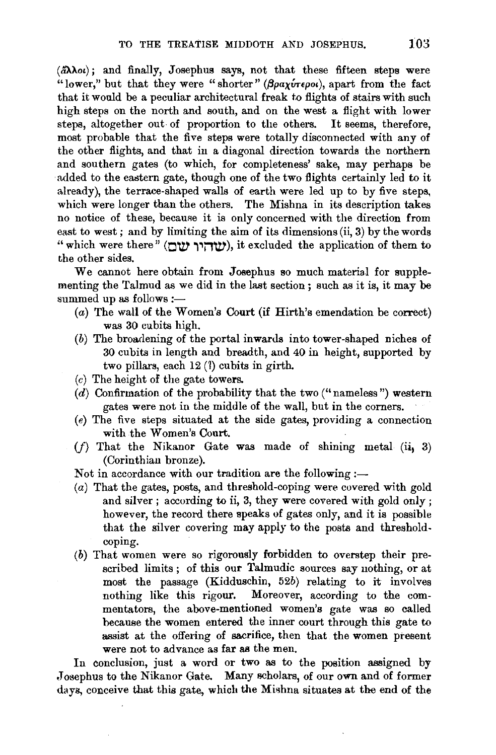(ἄλλοι); and finally, Josephus says, not that these fifteen steps were "lower," but that they were "shorter" (βραχύτεροι), apart from the fact that it would be a peculiar architectural freak to flights of stairs with such high steps on the north and south, and on the west a flight with lower steps, altogether out of proportion to the others. It seems, therefore, most probable that the five steps were totally disconnected with any of the other flights, and that in a diagonal direction towards the northern and southern gates (to which, for completeness' sake, may perhaps be added to the eastern gate, though one of the two flights certainly led to it already), the terrace-shaped walls of earth were led up to by five steps, which were longer than the others. The Mishna in its description takes no notice of these, because it is only concerned with the direction from east to west; and by limiting the aim of its dimensions (ii, 3) by the words "which were there" (שהיו שם), it excluded the application of them to the other sides.

We cannot here obtain from Josephus so much material for supplementing the Talmud as we did in the last section; such as it is, it may be summed up as follows :—

(*a*) The wall of the Women's Court (if Hirth's emendation be correct) was 30 cubits high.

(*b*) The broadening of the portal inwards into tower-shaped niches of 30 cubits in length and breadth, and 40 in height, supported by two pillars, each 12 (?) cubits in girth.

(*c*) The height of the gate towers.

(*d*) Confirmation of the probability that the two ("nameless") western gates were not in the middle of the wall, but in the corners.

(*e*) The five steps situated at the side gates, providing a connection with the Women's Court.

(*f*) That the Nikanor Gate was made of shining metal (ii, 3) (Corinthian bronze).

Not in accordance with our tradition are the following :—

(*a*) That the gates, posts, and threshold-coping were covered with gold and silver; according to ii, 3, they were covered with gold only; however, the record there speaks of gates only, and it is possible that the silver covering may apply to the posts and threshold-coping.

(*b*) That women were so rigorously forbidden to overstep their prescribed limits; of this our Talmudic sources say nothing, or at most the passage (Kidduschin, 52*b*) relating to it involves nothing like this rigour. Moreover, according to the commentators, the above-mentioned women's gate was so called because the women entered the inner court through this gate to assist at the offering of sacrifice, then that the women present were not to advance as far as the men.

In conclusion, just a word or two as to the position assigned by Josephus to the Nikanor Gate. Many scholars, of our own and of former days, conceive that this gate, which the Mishna situates at the end of the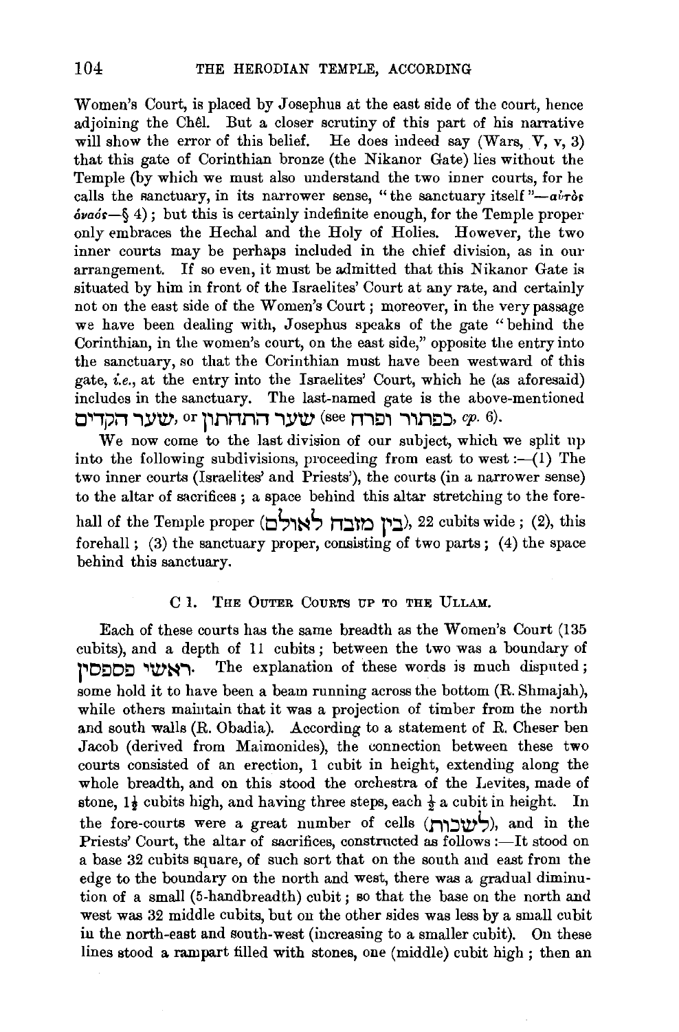Women's Court, is placed by Josephus at the east side of the court, hence adjoining the Chêl. But a closer scrutiny of this part of his narrative will show the error of this belief. He does indeed say (Wars, V, v, 3) that this gate of Corinthian bronze (the Nikanor Gate) lies without the Temple (by which we must also understand the two inner courts, for he calls the sanctuary, in its narrower sense, "the sanctuary itself"—αὐτὸς ὁναός—§ 4); but this is certainly indefinite enough, for the Temple proper only embraces the Hechal and the Holy of Holies. However, the two inner courts may be perhaps included in the chief division, as in our arrangement. If so even, it must be admitted that this Nikanor Gate is situated by him in front of the Israelites' Court at any rate, and certainly not on the east side of the Women's Court; moreover, in the very passage we have been dealing with, Josephus speaks of the gate "behind the Corinthian, in the women's court, on the east side," opposite the entry into the sanctuary, so that the Corinthian must have been westward of this gate, *i.e.*, at the entry into the Israelites' Court, which he (as aforesaid) includes in the sanctuary. The last-named gate is the above-mentioned שער הקדים, or שער התחתון (see כפתור ופרח, *cp.* 6).

We now come to the last division of our subject, which we split up into the following subdivisions, proceeding from east to west:—(1) The two inner courts (Israelites' and Priests'), the courts (in a narrower sense) to the altar of sacrifices; a space behind this altar stretching to the fore-hall of the Temple proper (בין מזבח לאולם), 22 cubits wide; (2), this forehall; (3) the sanctuary proper, consisting of two parts; (4) the space behind this sanctuary.

### C 1. The Outer Courts up to the Ullam.

Each of these courts has the same breadth as the Women's Court (135 cubits), and a depth of 11 cubits; between the two was a boundary of ראשי פספסין. The explanation of these words is much disputed; some hold it to have been a beam running across the bottom (R. Shmajah), while others maintain that it was a projection of timber from the north and south walls (R. Obadia). According to a statement of R. Cheser ben Jacob (derived from Maimonides), the connection between these two courts consisted of an erection, 1 cubit in height, extending along the whole breadth, and on this stood the orchestra of the Levites, made of stone, 1½ cubits high, and having three steps, each ½ a cubit in height. In the fore-courts were a great number of cells (לשכות), and in the Priests' Court, the altar of sacrifices, constructed as follows:—It stood on a base 32 cubits square, of such sort that on the south and east from the edge to the boundary on the north and west, there was a gradual diminution of a small (5-handbreadth) cubit; so that the base on the north and west was 32 middle cubits, but on the other sides was less by a small cubit in the north-east and south-west (increasing to a smaller cubit). On these lines stood a rampart filled with stones, one (middle) cubit high; then an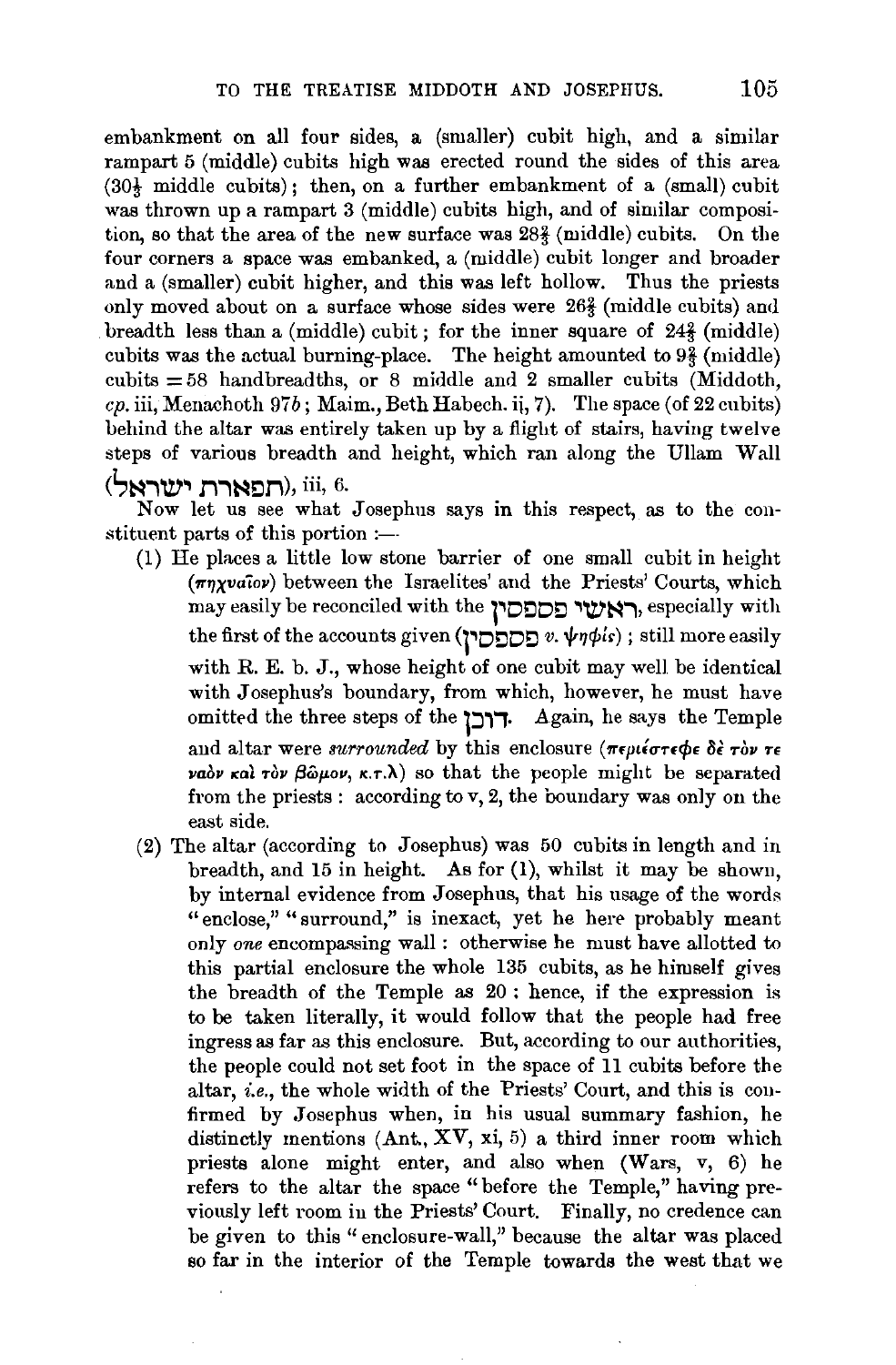embankment on all four sides, a (smaller) cubit high, and a similar rampart 5 (middle) cubits high was erected round the sides of this area (30½ middle cubits); then, on a further embankment of a (small) cubit was thrown up a rampart 3 (middle) cubits high, and of similar composition, so that the area of the new surface was 28⅔ (middle) cubits. On the four corners a space was embanked, a (middle) cubit longer and broader and a (smaller) cubit higher, and this was left hollow. Thus the priests only moved about on a surface whose sides were 26⅔ (middle cubits) and breadth less than a (middle) cubit; for the inner square of 24⅔ (middle) cubits was the actual burning-place. The height amounted to 9⅔ (middle) cubits = 58 handbreadths, or 8 middle and 2 smaller cubits (Middoth, *cp.* iii, Menachoth 97*b*; Maim., Beth Habech. ii, 7). The space (of 22 cubits) behind the altar was entirely taken up by a flight of stairs, having twelve steps of various breadth and height, which ran along the Ullam Wall (תפארת ישראל), iii, 6.

Now let us see what Josephus says in this respect, as to the constituent parts of this portion :—

(1) He places a little low stone barrier of one small cubit in height (πηχυαῖον) between the Israelites' and the Priests' Courts, which may easily be reconciled with the ראשי פספסין, especially with the first of the accounts given (פספסין *v.* ψηφίς); still more easily with R. E. b. J., whose height of one cubit may well be identical with Josephus's boundary, from which, however, he must have omitted the three steps of the דוכן. Again, he says the Temple and altar were *surrounded* by this enclosure (περιέστεφε δὲ τόν τε ναὸν καὶ τὸν βῶμον, κ.τ.λ) so that the people might be separated from the priests: according to v, 2, the boundary was only on the east side.

(2) The altar (according to Josephus) was 50 cubits in length and in breadth, and 15 in height. As for (1), whilst it may be shown, by internal evidence from Josephus, that his usage of the words "enclose," "surround," is inexact, yet he here probably meant only *one* encompassing wall: otherwise he must have allotted to this partial enclosure the whole 135 cubits, as he himself gives the breadth of the Temple as 20: hence, if the expression is to be taken literally, it would follow that the people had free ingress as far as this enclosure. But, according to our authorities, the people could not set foot in the space of 11 cubits before the altar, *i.e.*, the whole width of the Priests' Court, and this is confirmed by Josephus when, in his usual summary fashion, he distinctly mentions (Ant., XV, xi, 5) a third inner room which priests alone might enter, and also when (Wars, v, 6) he refers to the altar the space "before the Temple," having previously left room in the Priests' Court. Finally, no credence can be given to this "enclosure-wall," because the altar was placed so far in the interior of the Temple towards the west that we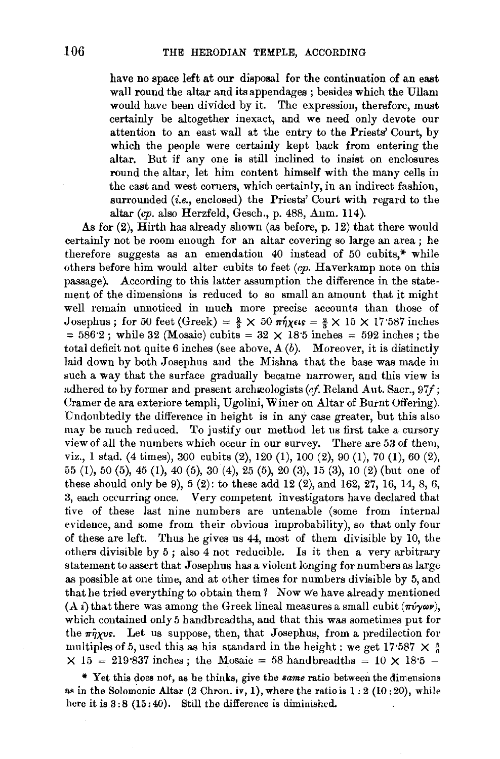have no space left at our disposal for the continuation of an east wall round the altar and its appendages ; besides which the Ullam would have been divided by it. The expression, therefore, must certainly be altogether inexact, and we need only devote our attention to an east wall at the entry to the Priests' Court, by which the people were certainly kept back from entering the altar. But if any one is still inclined to insist on enclosures round the altar, let him content himself with the many cells in the east and west corners, which certainly, in an indirect fashion, surrounded (*i.e.*, enclosed) the Priests' Court with regard to the altar (*cp.* also Herzfeld, Gesch., p. 488, Anm. 114).

As for (2), Hirth has already shown (as before, p. 12) that there would certainly not be room enough for an altar covering so large an area ; he therefore suggests as an emendation 40 instead of 50 cubits,* while others before him would alter cubits to feet (*cp.* Haverkamp note on this passage). According to this latter assumption the difference in the statement of the dimensions is reduced to so small an amount that it might well remain unnoticed in much more precise accounts than those of Josephus ; for 50 feet (Greek) $= \frac{2}{3} \times 50$ πήχεις $= \frac{2}{3} \times 15 \times 17{\cdot}587$ inches $= 586{\cdot}2$ ; while 32 (Mosaic) cubits $= 32 \times 18{\cdot}5$ inches $= 592$ inches ; the total deficit not quite 6 inches (see above, A (*b*). Moreover, it is distinctly laid down by both Josephus and the Mishna that the base was made in such a way that the surface gradually became narrower, and this view is adhered to by former and present archæologists (*cf.* Reland Ant. Sacr., 97*f* ; Cramer de ara exteriore templi, Ugolini, Winer on Altar of Burnt Offering). Undoubtedly the difference in height is in any case greater, but this also may be much reduced. To justify our method let us first take a cursory view of all the numbers which occur in our survey. There are 53 of them, viz., 1 stad. (4 times), 300 cubits (2), 120 (1), 100 (2), 90 (1), 70 (1), 60 (2), 55 (1), 50 (5), 45 (1), 40 (5), 30 (4), 25 (5), 20 (3), 15 (3), 10 (2) (but one of these should only be 9), 5 (2): to these add 12 (2), and 162, 27, 16, 14, 8, 6, 3, each occurring once. Very competent investigators have declared that five of these last nine numbers are untenable (some from internal evidence, and some from their obvious improbability), so that only four of these are left. Thus he gives us 44, most of them divisible by 10, the others divisible by 5 ; also 4 not reducible. Is it then a very arbitrary statement to assert that Josephus has a violent longing for numbers as large as possible at one time, and at other times for numbers divisible by 5, and that he tried everything to obtain them ? Now we have already mentioned (A *i*) that there was among the Greek lineal measures a small cubit (πύγων), which contained only 5 handbreadths, and that this was sometimes put for the πῆχυς. Let us suppose, then, that Josephus, from a predilection for multiples of 5, used this as his standard in the height : we get $17{\cdot}587 \times \frac{5}{6} \times 15 = 219{\cdot}837$ inches ; the Mosaic $= 58$ handbreadths $= 10 \times 18{\cdot}5$ −

\* Yet this does not, as he thinks, give the *same* ratio between the dimensions as in the Solomonic Altar (2 Chron. iv, 1), where the ratio is 1 : 2 (10 : 20), while here it is 3 : 8 (15 : 40). Still the difference is diminished.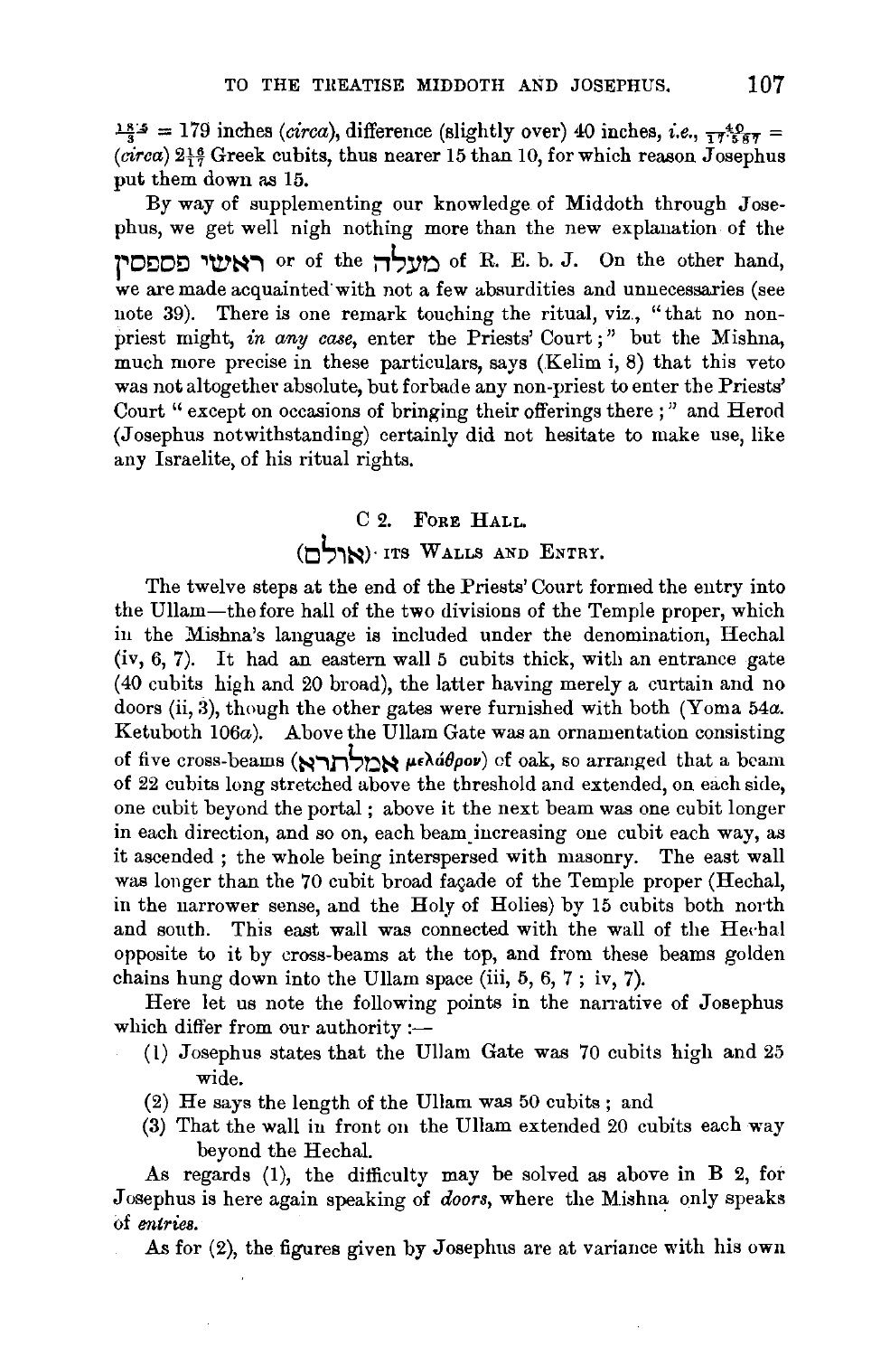$\frac{18.5}{3}$ = 179 inches (*circa*), difference (slightly over) 40 inches, *i.e.*, $\frac{40}{17.587}$ = (*circa*) $2\frac{16}{17}$ Greek cubits, thus nearer 15 than 10, for which reason Josephus put them down as 15.

By way of supplementing our knowledge of Middoth through Josephus, we get well nigh nothing more than the new explanation of the ראשי פספסין or of the מעלה of R. E. b. J. On the other hand, we are made acquainted with not a few absurdities and unnecessaries (see note 39). There is one remark touching the ritual, viz., "that no non-priest might, *in any case*, enter the Priests' Court;" but the Mishna, much more precise in these particulars, says (Kelim i, 8) that this veto was not altogether absolute, but forbade any non-priest to enter the Priests' Court "except on occasions of bringing their offerings there;" and Herod (Josephus notwithstanding) certainly did not hesitate to make use, like any Israelite, of his ritual rights.

## C 2. Fore Hall.

### (אולם). Its Walls and Entry.

The twelve steps at the end of the Priests' Court formed the entry into the Ullam—the fore hall of the two divisions of the Temple proper, which in the Mishna's language is included under the denomination, Hechal (iv, 6, 7). It had an eastern wall 5 cubits thick, with an entrance gate (40 cubits high and 20 broad), the latter having merely a curtain and no doors (ii, 3), though the other gates were furnished with both (Yoma 54*a*. Ketuboth 106*a*). Above the Ullam Gate was an ornamentation consisting of five cross-beams (אמלתרא μελάθρον) of oak, so arranged that a beam of 22 cubits long stretched above the threshold and extended, on each side, one cubit beyond the portal; above it the next beam was one cubit longer in each direction, and so on, each beam increasing one cubit each way, as it ascended; the whole being interspersed with masonry. The east wall was longer than the 70 cubit broad façade of the Temple proper (Hechal, in the narrower sense, and the Holy of Holies) by 15 cubits both north and south. This east wall was connected with the wall of the Hechal opposite to it by cross-beams at the top, and from these beams golden chains hung down into the Ullam space (iii, 5, 6, 7; iv, 7).

Here let us note the following points in the narrative of Josephus which differ from our authority:—

1. Josephus states that the Ullam Gate was 70 cubits high and 25 wide.
2. He says the length of the Ullam was 50 cubits; and
3. That the wall in front on the Ullam extended 20 cubits each way beyond the Hechal.

As regards (1), the difficulty may be solved as above in B 2, for Josephus is here again speaking of *doors*, where the Mishna only speaks of *entries*.

As for (2), the figures given by Josephus are at variance with his own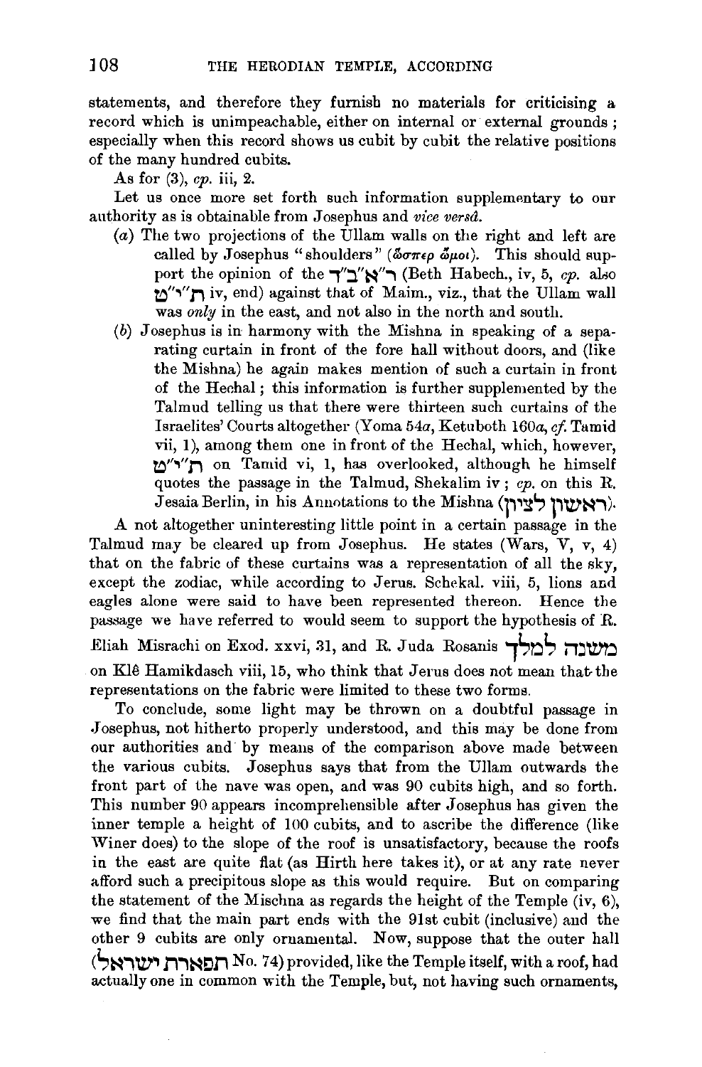statements, and therefore they furnish no materials for criticising a record which is unimpeachable, either on internal or external grounds; especially when this record shows us cubit by cubit the relative positions of the many hundred cubits.

As for (3), *cp.* iii, 2.

Let us once more set forth such information supplementary to our authority as is obtainable from Josephus and *vice versâ*.

(*a*) The two projections of the Ullam walls on the right and left are called by Josephus "shoulders" (ὥσπερ ὦμοι). This should support the opinion of the ר"א"ב"ד (Beth Habech., iv, 5, *cp.* also ת"י"ט iv, end) against that of Maim., viz., that the Ullam wall was *only* in the east, and not also in the north and south.

(*b*) Josephus is in harmony with the Mishna in speaking of a separating curtain in front of the fore hall without doors, and (like the Mishna) he again makes mention of such a curtain in front of the Hechal; this information is further supplemented by the Talmud telling us that there were thirteen such curtains of the Israelites' Courts altogether (Yoma 54*a*, Ketuboth 160*a*, *cf.* Tamid vii, 1), among them one in front of the Hechal, which, however, ת"י"ט on Tamid vi, 1, has overlooked, although he himself quotes the passage in the Talmud, Shekalim iv; *cp.* on this R. Jesaia Berlin, in his Annotations to the Mishna (ראשון לציון).

A not altogether uninteresting little point in a certain passage in the Talmud may be cleared up from Josephus. He states (Wars, V, v, 4) that on the fabric of these curtains was a representation of all the sky, except the zodiac, while according to Jerus. Schekal. viii, 5, lions and eagles alone were said to have been represented thereon. Hence the passage we have referred to would seem to support the hypothesis of R. Eliah Misrachi on Exod. xxvi, 31, and R. Juda Rosanis משנה למלך on Klê Hamikdasch viii, 15, who think that Jerus does not mean that the representations on the fabric were limited to these two forms.

To conclude, some light may be thrown on a doubtful passage in Josephus, not hitherto properly understood, and this may be done from our authorities and by means of the comparison above made between the various cubits. Josephus says that from the Ullam outwards the front part of the nave was open, and was 90 cubits high, and so forth. This number 90 appears incomprehensible after Josephus has given the inner temple a height of 100 cubits, and to ascribe the difference (like Winer does) to the slope of the roof is unsatisfactory, because the roofs in the east are quite flat (as Hirth here takes it), or at any rate never afford such a precipitous slope as this would require. But on comparing the statement of the Mischna as regards the height of the Temple (iv, 6), we find that the main part ends with the 91st cubit (inclusive) and the other 9 cubits are only ornamental. Now, suppose that the outer hall (תפארת ישראל No. 74) provided, like the Temple itself, with a roof, had actually one in common with the Temple, but, not having such ornaments,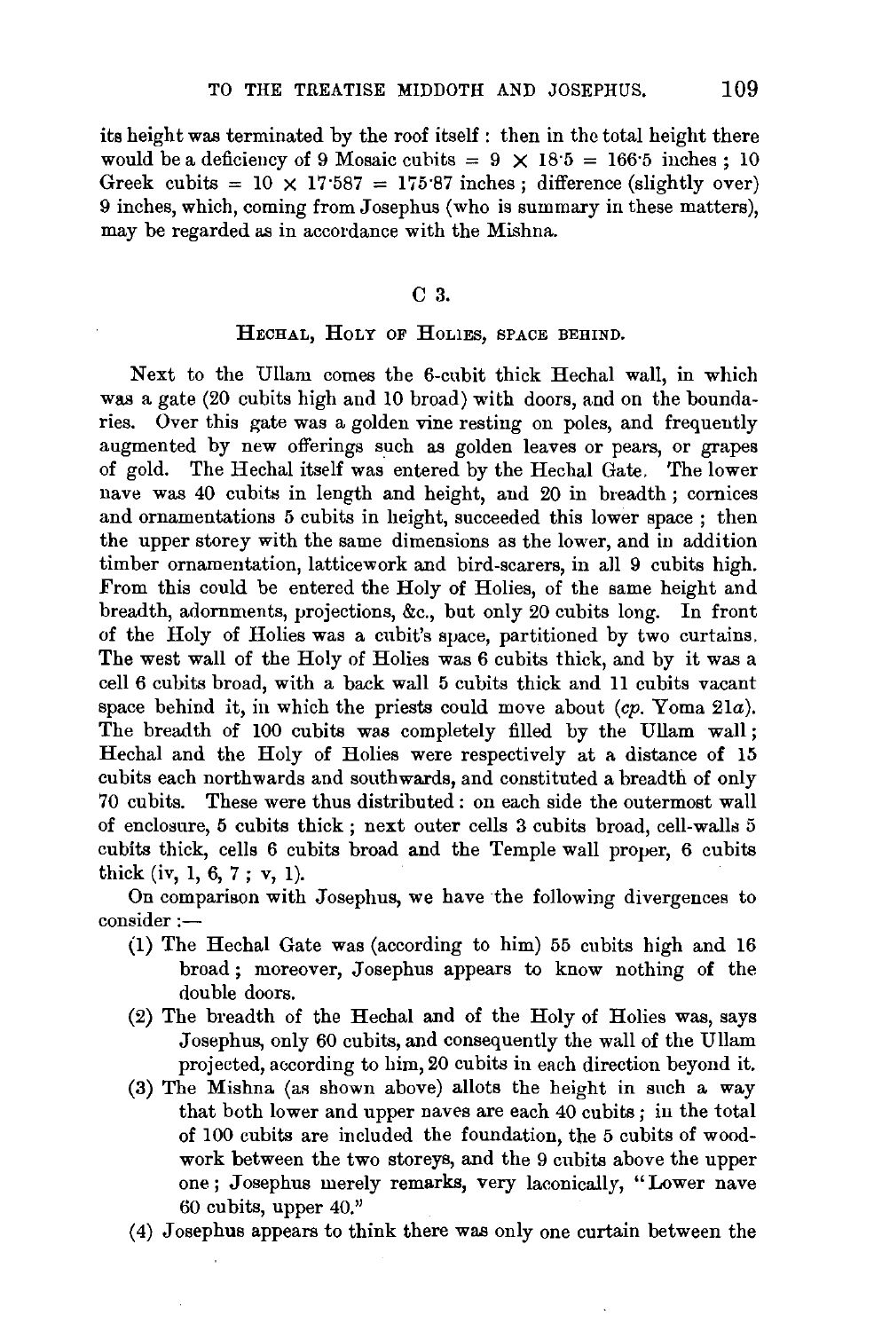its height was terminated by the roof itself: then in the total height there would be a deficiency of 9 Mosaic cubits = $9 \times 18{\cdot}5 = 166{\cdot}5$ inches; 10 Greek cubits = $10 \times 17{\cdot}587 = 175{\cdot}87$ inches; difference (slightly over) 9 inches, which, coming from Josephus (who is summary in these matters), may be regarded as in accordance with the Mishna.

## C 3.

### Hechal, Holy of Holies, space behind.

Next to the Ullam comes the 6-cubit thick Hechal wall, in which was a gate (20 cubits high and 10 broad) with doors, and on the boundaries. Over this gate was a golden vine resting on poles, and frequently augmented by new offerings such as golden leaves or pears, or grapes of gold. The Hechal itself was entered by the Hechal Gate. The lower nave was 40 cubits in length and height, and 20 in breadth; cornices and ornamentations 5 cubits in height, succeeded this lower space; then the upper storey with the same dimensions as the lower, and in addition timber ornamentation, latticework and bird-scarers, in all 9 cubits high. From this could be entered the Holy of Holies, of the same height and breadth, adornments, projections, &c., but only 20 cubits long. In front of the Holy of Holies was a cubit's space, partitioned by two curtains. The west wall of the Holy of Holies was 6 cubits thick, and by it was a cell 6 cubits broad, with a back wall 5 cubits thick and 11 cubits vacant space behind it, in which the priests could move about (*cp.* Yoma 21*a*). The breadth of 100 cubits was completely filled by the Ullam wall; Hechal and the Holy of Holies were respectively at a distance of 15 cubits each northwards and southwards, and constituted a breadth of only 70 cubits. These were thus distributed: on each side the outermost wall of enclosure, 5 cubits thick; next outer cells 3 cubits broad, cell-walls 5 cubits thick, cells 6 cubits broad and the Temple wall proper, 6 cubits thick (iv, 1, 6, 7; v, 1).

On comparison with Josephus, we have the following divergences to consider:—

(1) The Hechal Gate was (according to him) 55 cubits high and 16 broad; moreover, Josephus appears to know nothing of the double doors.

(2) The breadth of the Hechal and of the Holy of Holies was, says Josephus, only 60 cubits, and consequently the wall of the Ullam projected, according to him, 20 cubits in each direction beyond it.

(3) The Mishna (as shown above) allots the height in such a way that both lower and upper naves are each 40 cubits; in the total of 100 cubits are included the foundation, the 5 cubits of woodwork between the two storeys, and the 9 cubits above the upper one; Josephus merely remarks, very laconically, "Lower nave 60 cubits, upper 40."

(4) Josephus appears to think there was only one curtain between the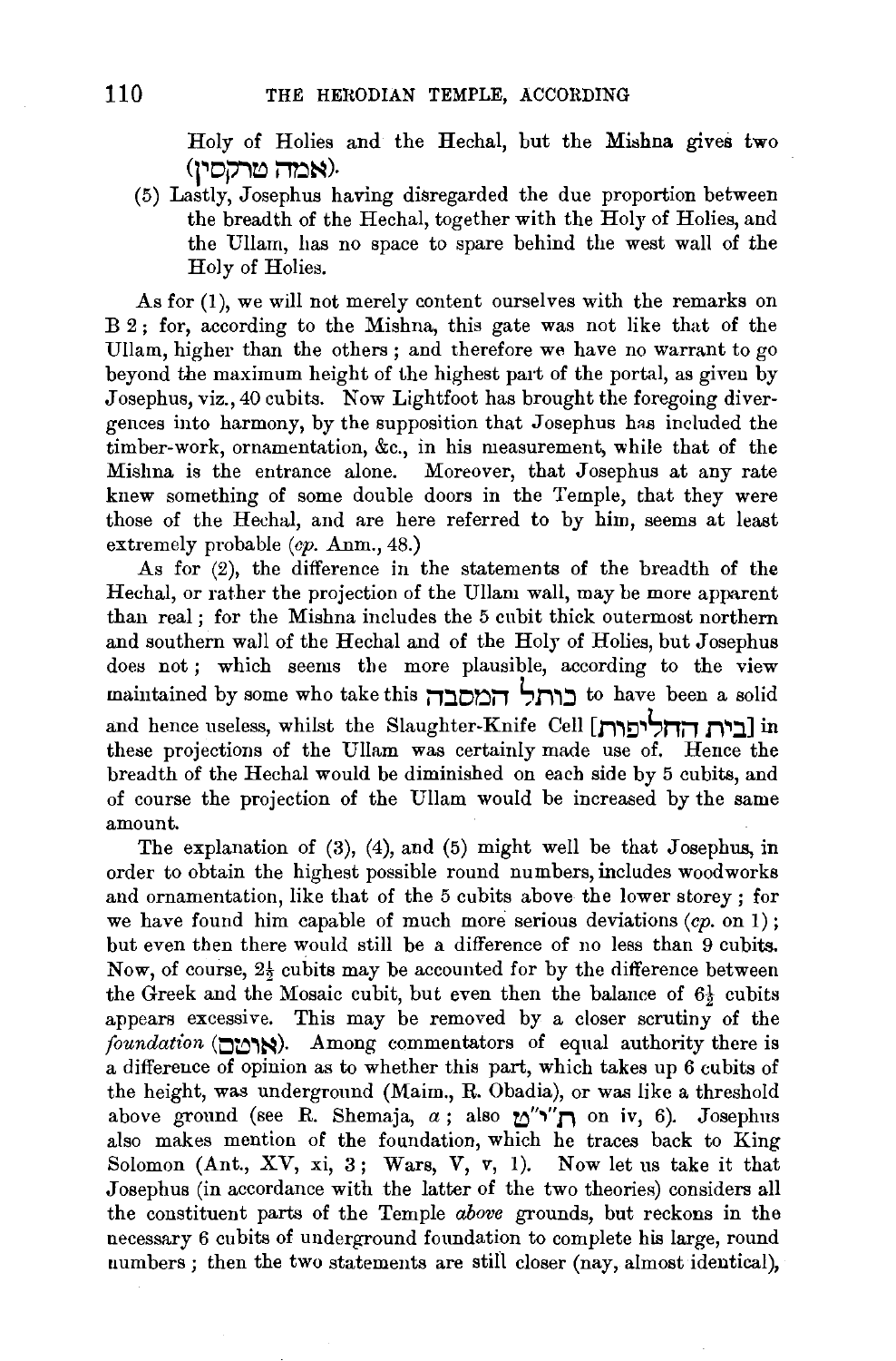Holy of Holies and the Hechal, but the Mishna gives two (אמה טרקסין).

(5) Lastly, Josephus having disregarded the due proportion between the breadth of the Hechal, together with the Holy of Holies, and the Ullam, has no space to spare behind the west wall of the Holy of Holies.

As for (1), we will not merely content ourselves with the remarks on B 2; for, according to the Mishna, this gate was not like that of the Ullam, higher than the others; and therefore we have no warrant to go beyond the maximum height of the highest part of the portal, as given by Josephus, viz., 40 cubits. Now Lightfoot has brought the foregoing divergences into harmony, by the supposition that Josephus has included the timber-work, ornamentation, &c., in his measurement, while that of the Mishna is the entrance alone. Moreover, that Josephus at any rate knew something of some double doors in the Temple, that they were those of the Hechal, and are here referred to by him, seems at least extremely probable (*cp.* Anm., 48.)

As for (2), the difference in the statements of the breadth of the Hechal, or rather the projection of the Ullam wall, may be more apparent than real; for the Mishna includes the 5 cubit thick outermost northern and southern wall of the Hechal and of the Holy of Holies, but Josephus does not; which seems the more plausible, according to the view maintained by some who take this כותל המסבה to have been a solid and hence useless, whilst the Slaughter-Knife Cell [בית החליפות] in these projections of the Ullam was certainly made use of. Hence the breadth of the Hechal would be diminished on each side by 5 cubits, and of course the projection of the Ullam would be increased by the same amount.

The explanation of (3), (4), and (5) might well be that Josephus, in order to obtain the highest possible round numbers, includes woodworks and ornamentation, like that of the 5 cubits above the lower storey; for we have found him capable of much more serious deviations (*cp.* on 1); but even then there would still be a difference of no less than 9 cubits. Now, of course, $2\frac{1}{2}$ cubits may be accounted for by the difference between the Greek and the Mosaic cubit, but even then the balance of $6\frac{1}{2}$ cubits appears excessive. This may be removed by a closer scrutiny of the *foundation* (אוטם). Among commentators of equal authority there is a difference of opinion as to whether this part, which takes up 6 cubits of the height, was underground (Maim., R. Obadia), or was like a threshold above ground (see R. Shemaja, *a*; also תי"ט on iv, 6). Josephus also makes mention of the foundation, which he traces back to King Solomon (Ant., XV, xi, 3; Wars, V, v, 1). Now let us take it that Josephus (in accordance with the latter of the two theories) considers all the constituent parts of the Temple *above* grounds, but reckons in the necessary 6 cubits of underground foundation to complete his large, round numbers; then the two statements are still closer (nay, almost identical),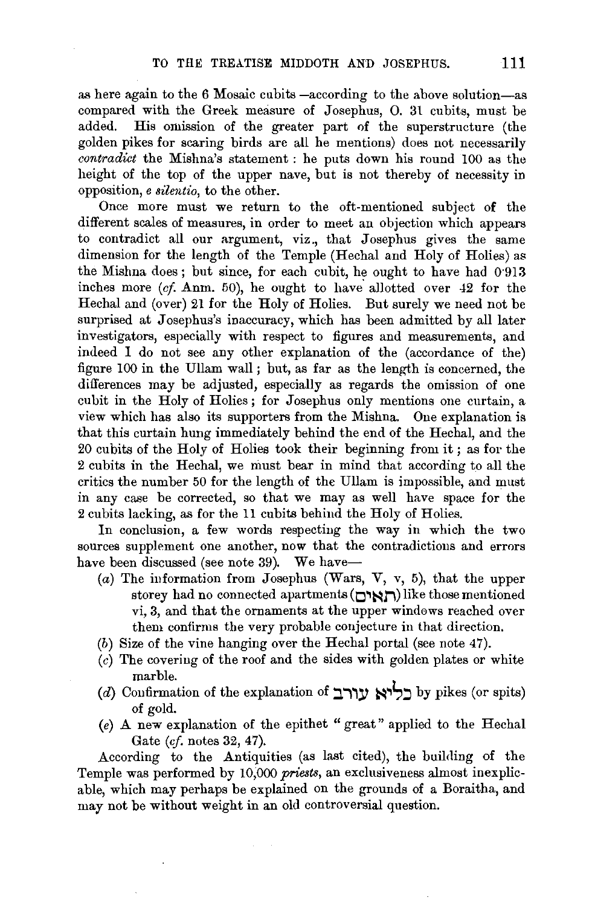as here again to the 6 Mosaic cubits —according to the above solution—as compared with the Greek measure of Josephus, O. 31 cubits, must be added. His omission of the greater part of the superstructure (the golden pikes for scaring birds are all he mentions) does not necessarily *contradict* the Mishna's statement: he puts down his round 100 as the height of the top of the upper nave, but is not thereby of necessity in opposition, *e silentio*, to the other.

Once more must we return to the oft-mentioned subject of the different scales of measures, in order to meet an objection which appears to contradict all our argument, viz., that Josephus gives the same dimension for the length of the Temple (Hechal and Holy of Holies) as the Mishna does; but since, for each cubit, he ought to have had 0·913 inches more (*cf.* Anm. 50), he ought to have allotted over 42 for the Hechal and (over) 21 for the Holy of Holies. But surely we need not be surprised at Josephus's inaccuracy, which has been admitted by all later investigators, especially with respect to figures and measurements, and indeed I do not see any other explanation of the (accordance of the) figure 100 in the Ullam wall; but, as far as the length is concerned, the differences may be adjusted, especially as regards the omission of one cubit in the Holy of Holies; for Josephus only mentions one curtain, a view which has also its supporters from the Mishna. One explanation is that this curtain hung immediately behind the end of the Hechal, and the 20 cubits of the Holy of Holies took their beginning from it; as for the 2 cubits in the Hechal, we must bear in mind that according to all the critics the number 50 for the length of the Ullam is impossible, and must in any case be corrected, so that we may as well have space for the 2 cubits lacking, as for the 11 cubits behind the Holy of Holies.

In conclusion, a few words respecting the way in which the two sources supplement one another, now that the contradictions and errors have been discussed (see note 39). We have—

- (*a*) The information from Josephus (Wars, V, v, 5), that the upper storey had no connected apartments (תאים) like those mentioned vi, 3, and that the ornaments at the upper windows reached over them confirms the very probable conjecture in that direction.
- (*b*) Size of the vine hanging over the Hechal portal (see note 47).
- (*c*) The covering of the roof and the sides with golden plates or white marble.
- (*d*) Confirmation of the explanation of כליא עורב by pikes (or spits) of gold.
- (*e*) A new explanation of the epithet "great" applied to the Hechal Gate (*cf.* notes 32, 47).

According to the Antiquities (as last cited), the building of the Temple was performed by 10,000 *priests*, an exclusiveness almost inexplicable, which may perhaps be explained on the grounds of a Boraitha, and may not be without weight in an old controversial question.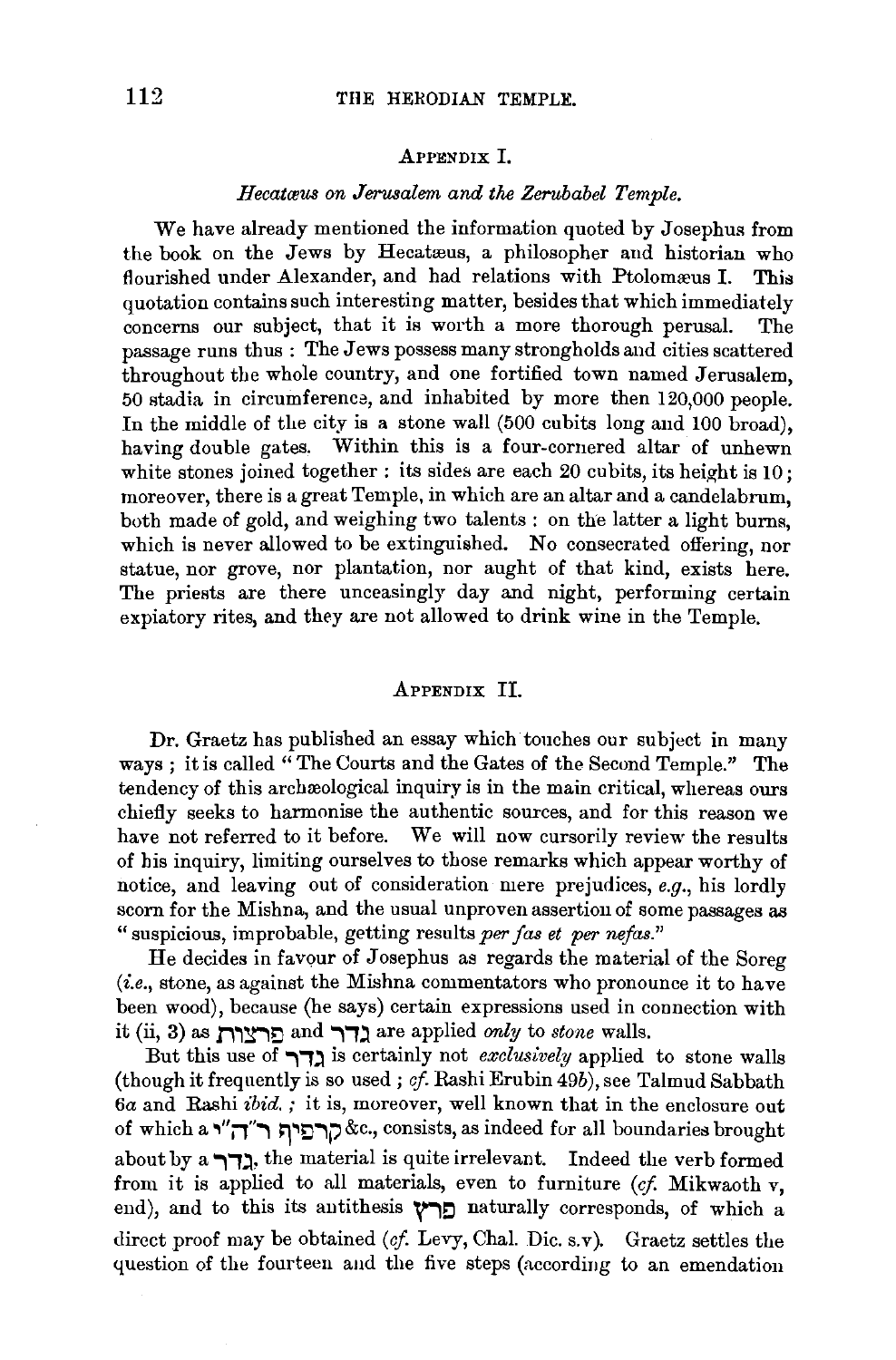## Appendix I.

### *Hecatæus on Jerusalem and the Zerubabel Temple.*

We have already mentioned the information quoted by Josephus from the book on the Jews by Hecatæus, a philosopher and historian who flourished under Alexander, and had relations with Ptolomæus I. This quotation contains such interesting matter, besides that which immediately concerns our subject, that it is worth a more thorough perusal. The passage runs thus: The Jews possess many strongholds and cities scattered throughout the whole country, and one fortified town named Jerusalem, 50 stadia in circumference, and inhabited by more then 120,000 people. In the middle of the city is a stone wall (500 cubits long and 100 broad), having double gates. Within this is a four-cornered altar of unhewn white stones joined together: its sides are each 20 cubits, its height is 10; moreover, there is a great Temple, in which are an altar and a candelabrum, both made of gold, and weighing two talents: on the latter a light burns, which is never allowed to be extinguished. No consecrated offering, nor statue, nor grove, nor plantation, nor aught of that kind, exists here. The priests are there unceasingly day and night, performing certain expiatory rites, and they are not allowed to drink wine in the Temple.

## Appendix II.

Dr. Graetz has published an essay which touches our subject in many ways; it is called "The Courts and the Gates of the Second Temple." The tendency of this archæological inquiry is in the main critical, whereas ours chiefly seeks to harmonise the authentic sources, and for this reason we have not referred to it before. We will now cursorily review the results of his inquiry, limiting ourselves to those remarks which appear worthy of notice, and leaving out of consideration mere prejudices, *e.g.*, his lordly scorn for the Mishna, and the usual unproven assertion of some passages as "suspicious, improbable, getting results *per fas et per nefas*."

He decides in favour of Josephus as regards the material of the Soreg (*i.e.*, stone, as against the Mishna commentators who pronounce it to have been wood), because (he says) certain expressions used in connection with it (ii, 3) as פרצות and גדר are applied *only* to *stone* walls.

But this use of גדר is certainly not *exclusively* applied to stone walls (though it frequently is so used; *cf.* Rashi Erubin 49*b*), see Talmud Sabbath 6*a* and Rashi *ibid.*; it is, moreover, well known that in the enclosure out of which a קרפיף ר"ד"ר &c., consists, as indeed for all boundaries brought about by a גדר, the material is quite irrelevant. Indeed the verb formed from it is applied to all materials, even to furniture (*cf.* Mikwaoth v, end), and to this its antithesis פרץ naturally corresponds, of which a direct proof may be obtained (*cf.* Levy, Chal. Dic. s.v). Graetz settles the question of the fourteen and the five steps (according to an emendation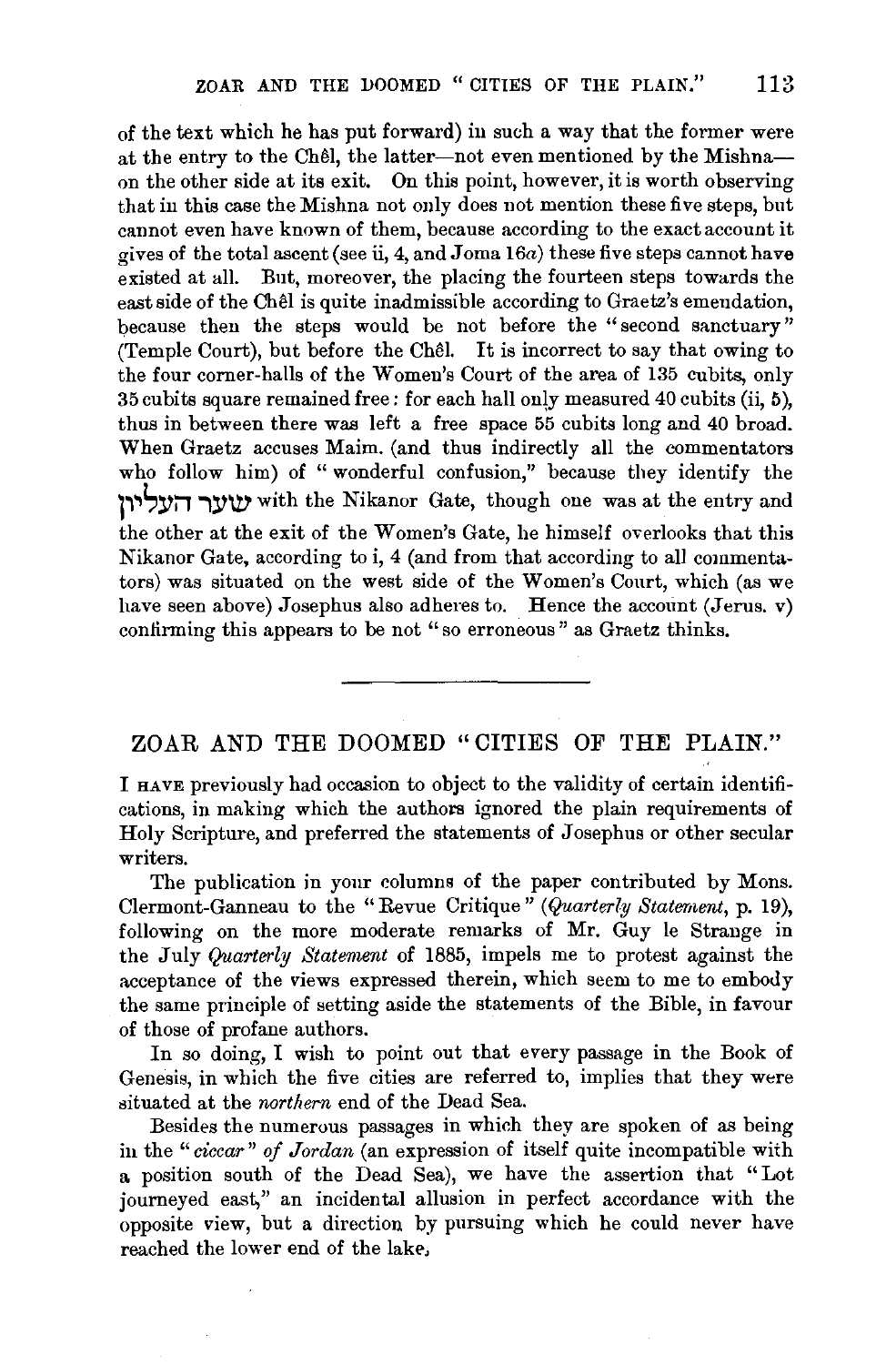of the text which he has put forward) in such a way that the former were at the entry to the Chêl, the latter—not even mentioned by the Mishna—on the other side at its exit. On this point, however, it is worth observing that in this case the Mishna not only does not mention these five steps, but cannot even have known of them, because according to the exact account it gives of the total ascent (see ii, 4, and Joma 16*a*) these five steps cannot have existed at all. But, moreover, the placing the fourteen steps towards the east side of the Chêl is quite inadmissible according to Graetz's emendation, because then the steps would be not before the "second sanctuary" (Temple Court), but before the Chêl. It is incorrect to say that owing to the four corner-halls of the Women's Court of the area of 135 cubits, only 35 cubits square remained free: for each hall only measured 40 cubits (ii, 5), thus in between there was left a free space 55 cubits long and 40 broad. When Graetz accuses Maim. (and thus indirectly all the commentators who follow him) of "wonderful confusion," because they identify the שער העליון with the Nikanor Gate, though one was at the entry and the other at the exit of the Women's Gate, he himself overlooks that this Nikanor Gate, according to i, 4 (and from that according to all commentators) was situated on the west side of the Women's Court, which (as we have seen above) Josephus also adheres to. Hence the account (Jerus. v) confirming this appears to be not "so erroneous" as Graetz thinks.

---

## ZOAR AND THE DOOMED "CITIES OF THE PLAIN."

I HAVE previously had occasion to object to the validity of certain identifications, in making which the authors ignored the plain requirements of Holy Scripture, and preferred the statements of Josephus or other secular writers.

The publication in your columns of the paper contributed by Mons. Clermont-Ganneau to the "Revue Critique" (*Quarterly Statement*, p. 19), following on the more moderate remarks of Mr. Guy le Strange in the July *Quarterly Statement* of 1885, impels me to protest against the acceptance of the views expressed therein, which seem to me to embody the same principle of setting aside the statements of the Bible, in favour of those of profane authors.

In so doing, I wish to point out that every passage in the Book of Genesis, in which the five cities are referred to, implies that they were situated at the *northern* end of the Dead Sea.

Besides the numerous passages in which they are spoken of as being in the "*ciccar*" *of Jordan* (an expression of itself quite incompatible with a position south of the Dead Sea), we have the assertion that "Lot journeyed east," an incidental allusion in perfect accordance with the opposite view, but a direction by pursuing which he could never have reached the lower end of the lake,